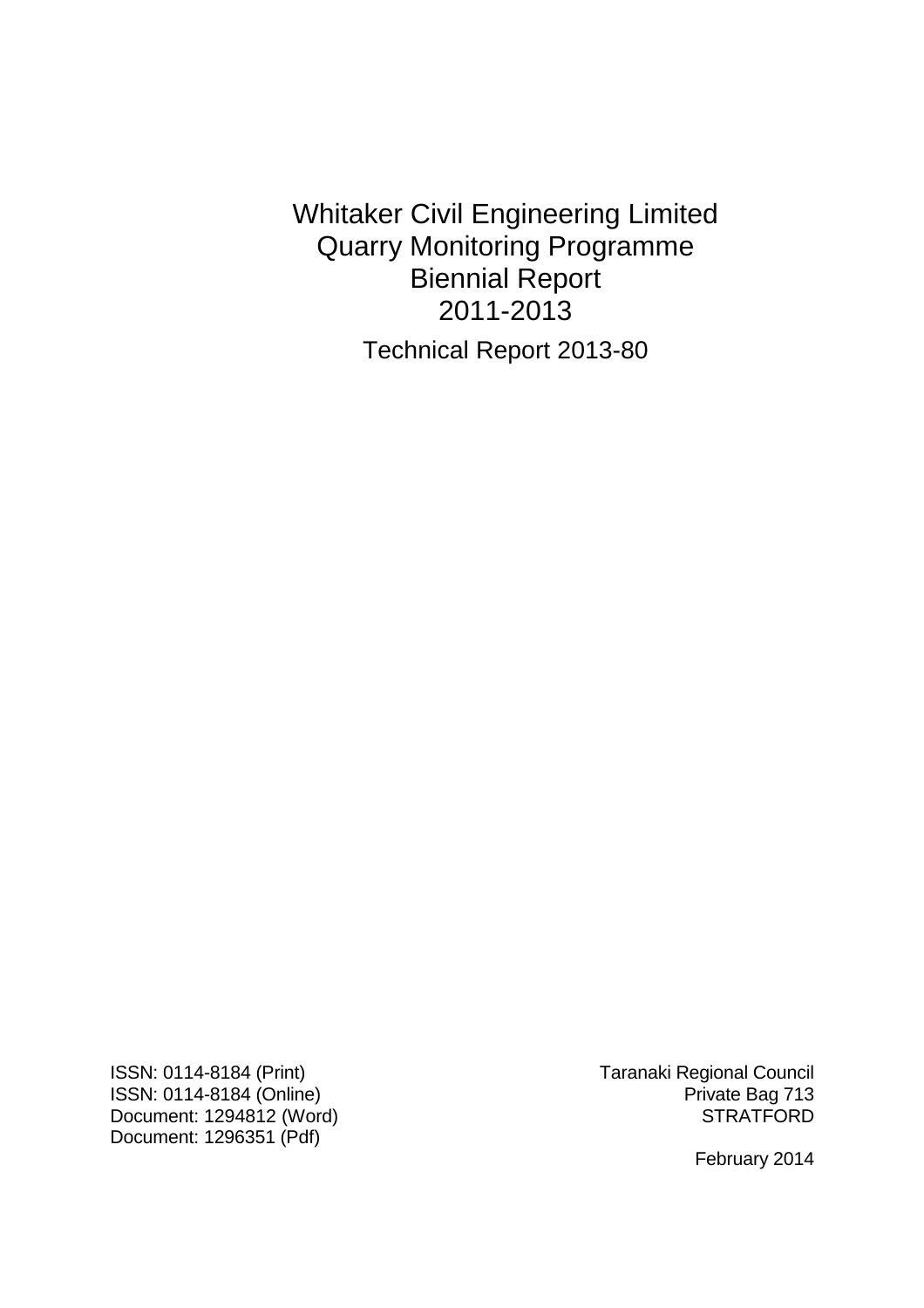# Whitaker Civil Engineering Limited Quarry Monitoring Programme Biennial Report 2011-2013

Technical Report 2013-80

ISSN: 0114-8184 (Print)
ISSN: 0114-8184 (Online)
Document: 1294812 (Word)
Document: 1296351 (Pdf)

Taranaki Regional Council
Private Bag 713
STRATFORD

February 2014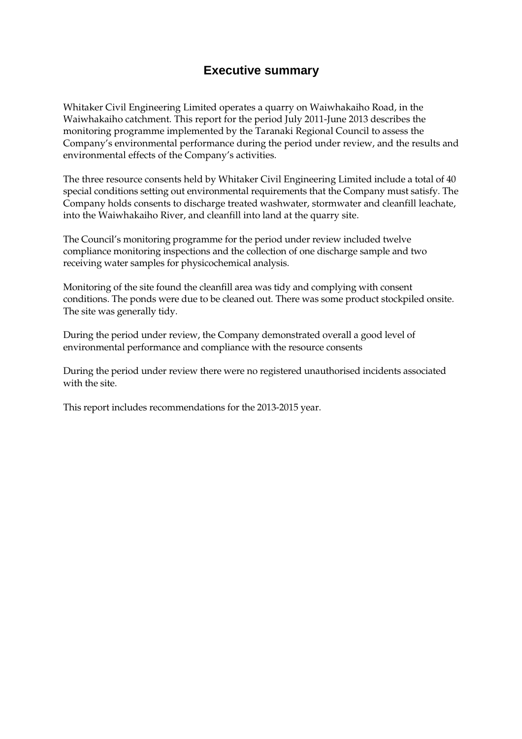# Executive summary

Whitaker Civil Engineering Limited operates a quarry on Waiwhakaiho Road, in the Waiwhakaiho catchment. This report for the period July 2011-June 2013 describes the monitoring programme implemented by the Taranaki Regional Council to assess the Company's environmental performance during the period under review, and the results and environmental effects of the Company's activities.

The three resource consents held by Whitaker Civil Engineering Limited include a total of 40 special conditions setting out environmental requirements that the Company must satisfy. The Company holds consents to discharge treated washwater, stormwater and cleanfill leachate, into the Waiwhakaiho River, and cleanfill into land at the quarry site.

The Council's monitoring programme for the period under review included twelve compliance monitoring inspections and the collection of one discharge sample and two receiving water samples for physicochemical analysis.

Monitoring of the site found the cleanfill area was tidy and complying with consent conditions. The ponds were due to be cleaned out. There was some product stockpiled onsite. The site was generally tidy.

During the period under review, the Company demonstrated overall a good level of environmental performance and compliance with the resource consents

During the period under review there were no registered unauthorised incidents associated with the site.

This report includes recommendations for the 2013-2015 year.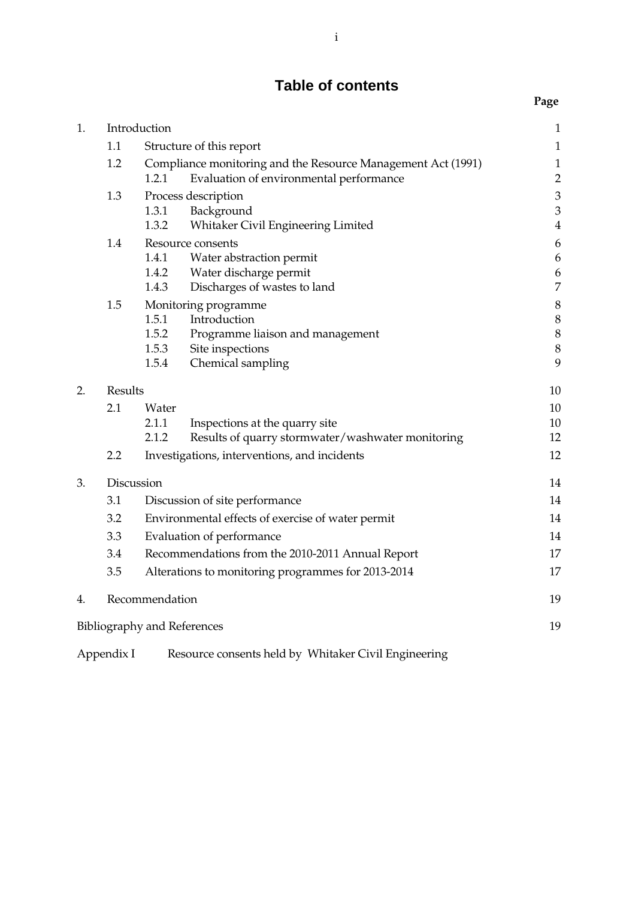# Table of contents

| | | | Page |
|---|---|---|---|
| 1. | Introduction | | 1 |
| | 1.1 | Structure of this report | 1 |
| | 1.2 | Compliance monitoring and the Resource Management Act (1991) | 1 |
| | | 1.2.1 Evaluation of environmental performance | 2 |
| | 1.3 | Process description | 3 |
| | | 1.3.1 Background | 3 |
| | | 1.3.2 Whitaker Civil Engineering Limited | 4 |
| | 1.4 | Resource consents | 6 |
| | | 1.4.1 Water abstraction permit | 6 |
| | | 1.4.2 Water discharge permit | 6 |
| | | 1.4.3 Discharges of wastes to land | 7 |
| | 1.5 | Monitoring programme | 8 |
| | | 1.5.1 Introduction | 8 |
| | | 1.5.2 Programme liaison and management | 8 |
| | | 1.5.3 Site inspections | 8 |
| | | 1.5.4 Chemical sampling | 9 |
| 2. | Results | | 10 |
| | 2.1 | Water | 10 |
| | | 2.1.1 Inspections at the quarry site | 10 |
| | | 2.1.2 Results of quarry stormwater/washwater monitoring | 12 |
| | 2.2 | Investigations, interventions, and incidents | 12 |
| 3. | Discussion | | 14 |
| | 3.1 | Discussion of site performance | 14 |
| | 3.2 | Environmental effects of exercise of water permit | 14 |
| | 3.3 | Evaluation of performance | 14 |
| | 3.4 | Recommendations from the 2010-2011 Annual Report | 17 |
| | 3.5 | Alterations to monitoring programmes for 2013-2014 | 17 |
| 4. | Recommendation | | 19 |
| Bibliography and References | | | 19 |
| Appendix I | Resource consents held by Whitaker Civil Engineering | | |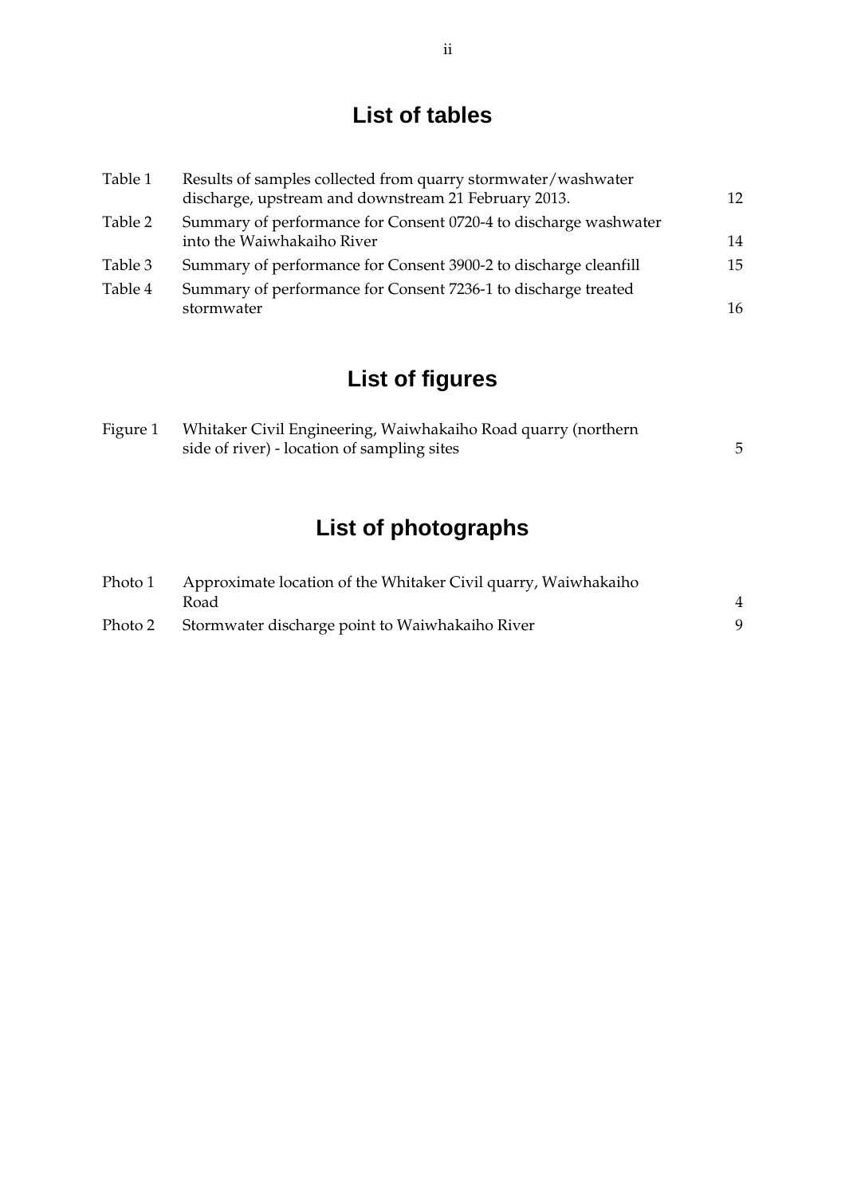## List of tables

| | | |
|---|---|---|
| Table 1 | Results of samples collected from quarry stormwater/washwater discharge, upstream and downstream 21 February 2013. | 12 |
| Table 2 | Summary of performance for Consent 0720-4 to discharge washwater into the Waiwhakaiho River | 14 |
| Table 3 | Summary of performance for Consent 3900-2 to discharge cleanfill | 15 |
| Table 4 | Summary of performance for Consent 7236-1 to discharge treated stormwater | 16 |

## List of figures

| | | |
|---|---|---|
| Figure 1 | Whitaker Civil Engineering, Waiwhakaiho Road quarry (northern side of river) - location of sampling sites | 5 |

## List of photographs

| | | |
|---|---|---|
| Photo 1 | Approximate location of the Whitaker Civil quarry, Waiwhakaiho Road | 4 |
| Photo 2 | Stormwater discharge point to Waiwhakaiho River | 9 |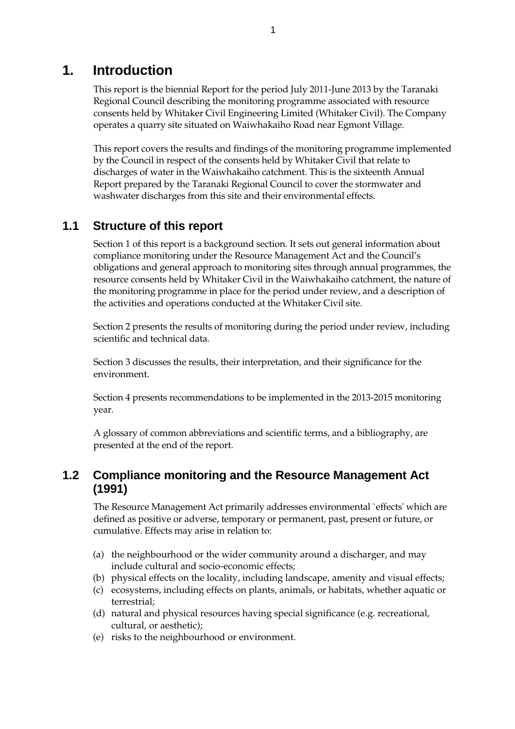# 1. Introduction

This report is the biennial Report for the period July 2011-June 2013 by the Taranaki Regional Council describing the monitoring programme associated with resource consents held by Whitaker Civil Engineering Limited (Whitaker Civil). The Company operates a quarry site situated on Waiwhakaiho Road near Egmont Village.

This report covers the results and findings of the monitoring programme implemented by the Council in respect of the consents held by Whitaker Civil that relate to discharges of water in the Waiwhakaiho catchment. This is the sixteenth Annual Report prepared by the Taranaki Regional Council to cover the stormwater and washwater discharges from this site and their environmental effects.

## 1.1 Structure of this report

Section 1 of this report is a background section. It sets out general information about compliance monitoring under the Resource Management Act and the Council's obligations and general approach to monitoring sites through annual programmes, the resource consents held by Whitaker Civil in the Waiwhakaiho catchment, the nature of the monitoring programme in place for the period under review, and a description of the activities and operations conducted at the Whitaker Civil site.

Section 2 presents the results of monitoring during the period under review, including scientific and technical data.

Section 3 discusses the results, their interpretation, and their significance for the environment.

Section 4 presents recommendations to be implemented in the 2013-2015 monitoring year.

A glossary of common abbreviations and scientific terms, and a bibliography, are presented at the end of the report.

## 1.2 Compliance monitoring and the Resource Management Act (1991)

The Resource Management Act primarily addresses environmental `effects' which are defined as positive or adverse, temporary or permanent, past, present or future, or cumulative. Effects may arise in relation to:

(a) the neighbourhood or the wider community around a discharger, and may include cultural and socio-economic effects;
(b) physical effects on the locality, including landscape, amenity and visual effects;
(c) ecosystems, including effects on plants, animals, or habitats, whether aquatic or terrestrial;
(d) natural and physical resources having special significance (e.g. recreational, cultural, or aesthetic);
(e) risks to the neighbourhood or environment.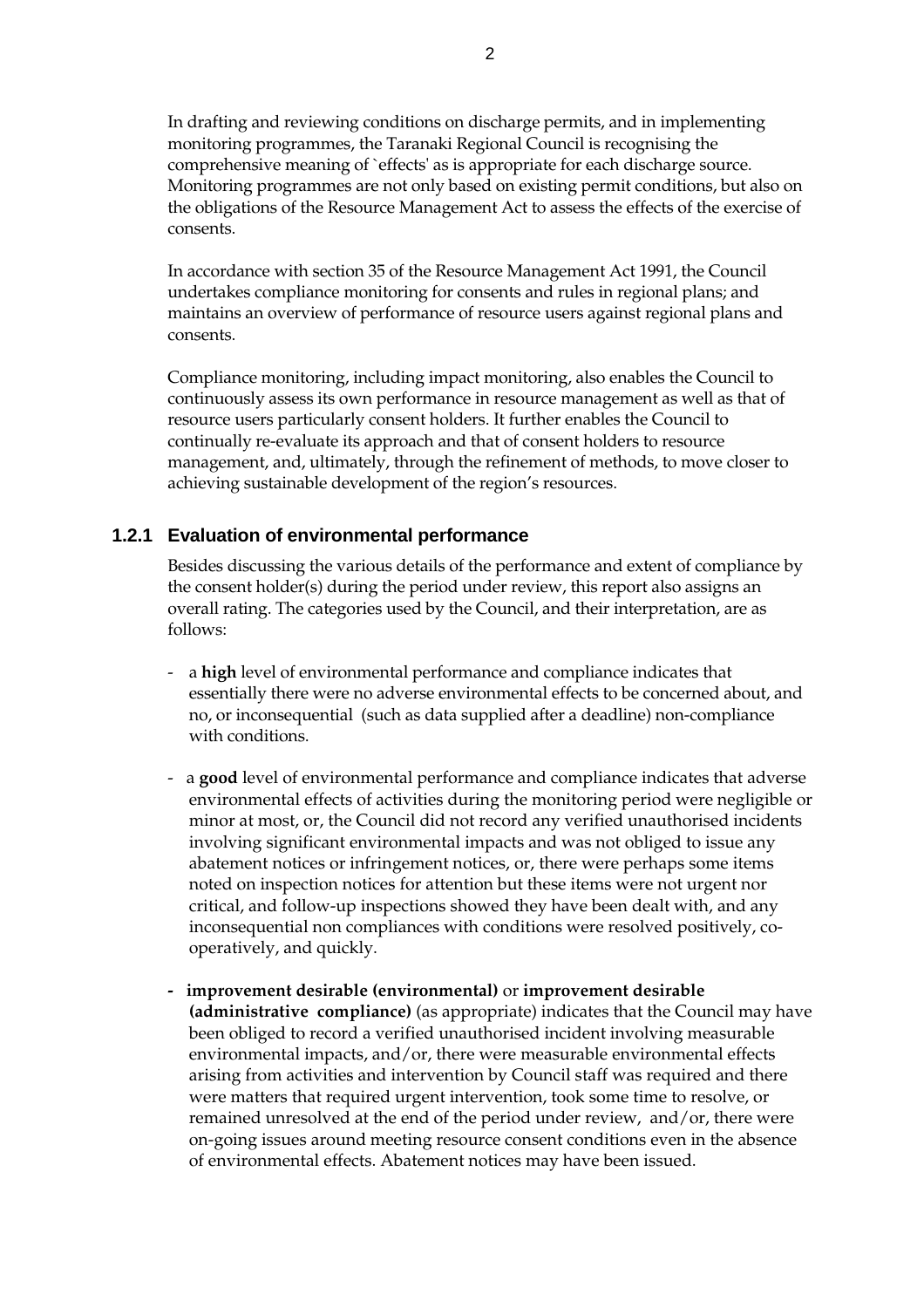In drafting and reviewing conditions on discharge permits, and in implementing monitoring programmes, the Taranaki Regional Council is recognising the comprehensive meaning of `effects' as is appropriate for each discharge source. Monitoring programmes are not only based on existing permit conditions, but also on the obligations of the Resource Management Act to assess the effects of the exercise of consents.

In accordance with section 35 of the Resource Management Act 1991, the Council undertakes compliance monitoring for consents and rules in regional plans; and maintains an overview of performance of resource users against regional plans and consents.

Compliance monitoring, including impact monitoring, also enables the Council to continuously assess its own performance in resource management as well as that of resource users particularly consent holders. It further enables the Council to continually re-evaluate its approach and that of consent holders to resource management, and, ultimately, through the refinement of methods, to move closer to achieving sustainable development of the region's resources.

### 1.2.1 Evaluation of environmental performance

Besides discussing the various details of the performance and extent of compliance by the consent holder(s) during the period under review, this report also assigns an overall rating. The categories used by the Council, and their interpretation, are as follows:

- a **high** level of environmental performance and compliance indicates that essentially there were no adverse environmental effects to be concerned about, and no, or inconsequential (such as data supplied after a deadline) non-compliance with conditions.
- a **good** level of environmental performance and compliance indicates that adverse environmental effects of activities during the monitoring period were negligible or minor at most, or, the Council did not record any verified unauthorised incidents involving significant environmental impacts and was not obliged to issue any abatement notices or infringement notices, or, there were perhaps some items noted on inspection notices for attention but these items were not urgent nor critical, and follow-up inspections showed they have been dealt with, and any inconsequential non compliances with conditions were resolved positively, co-operatively, and quickly.
- **improvement desirable (environmental)** or **improvement desirable (administrative compliance)** (as appropriate) indicates that the Council may have been obliged to record a verified unauthorised incident involving measurable environmental impacts, and/or, there were measurable environmental effects arising from activities and intervention by Council staff was required and there were matters that required urgent intervention, took some time to resolve, or remained unresolved at the end of the period under review, and/or, there were on-going issues around meeting resource consent conditions even in the absence of environmental effects. Abatement notices may have been issued.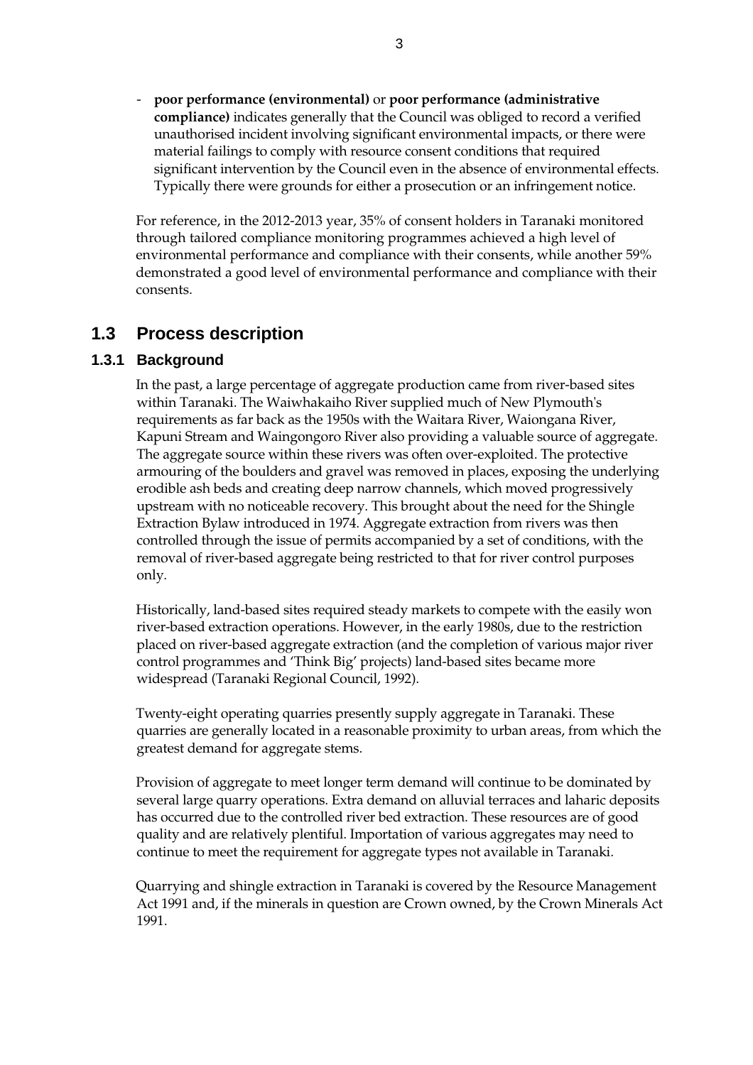- **poor performance (environmental)** or **poor performance (administrative compliance)** indicates generally that the Council was obliged to record a verified unauthorised incident involving significant environmental impacts, or there were material failings to comply with resource consent conditions that required significant intervention by the Council even in the absence of environmental effects. Typically there were grounds for either a prosecution or an infringement notice.

For reference, in the 2012-2013 year, 35% of consent holders in Taranaki monitored through tailored compliance monitoring programmes achieved a high level of environmental performance and compliance with their consents, while another 59% demonstrated a good level of environmental performance and compliance with their consents.

## 1.3 Process description

### 1.3.1 Background

In the past, a large percentage of aggregate production came from river-based sites within Taranaki. The Waiwhakaiho River supplied much of New Plymouth's requirements as far back as the 1950s with the Waitara River, Waiongana River, Kapuni Stream and Waingongoro River also providing a valuable source of aggregate. The aggregate source within these rivers was often over-exploited. The protective armouring of the boulders and gravel was removed in places, exposing the underlying erodible ash beds and creating deep narrow channels, which moved progressively upstream with no noticeable recovery. This brought about the need for the Shingle Extraction Bylaw introduced in 1974. Aggregate extraction from rivers was then controlled through the issue of permits accompanied by a set of conditions, with the removal of river-based aggregate being restricted to that for river control purposes only.

Historically, land-based sites required steady markets to compete with the easily won river-based extraction operations. However, in the early 1980s, due to the restriction placed on river-based aggregate extraction (and the completion of various major river control programmes and 'Think Big' projects) land-based sites became more widespread (Taranaki Regional Council, 1992).

Twenty-eight operating quarries presently supply aggregate in Taranaki. These quarries are generally located in a reasonable proximity to urban areas, from which the greatest demand for aggregate stems.

Provision of aggregate to meet longer term demand will continue to be dominated by several large quarry operations. Extra demand on alluvial terraces and laharic deposits has occurred due to the controlled river bed extraction. These resources are of good quality and are relatively plentiful. Importation of various aggregates may need to continue to meet the requirement for aggregate types not available in Taranaki.

Quarrying and shingle extraction in Taranaki is covered by the Resource Management Act 1991 and, if the minerals in question are Crown owned, by the Crown Minerals Act 1991.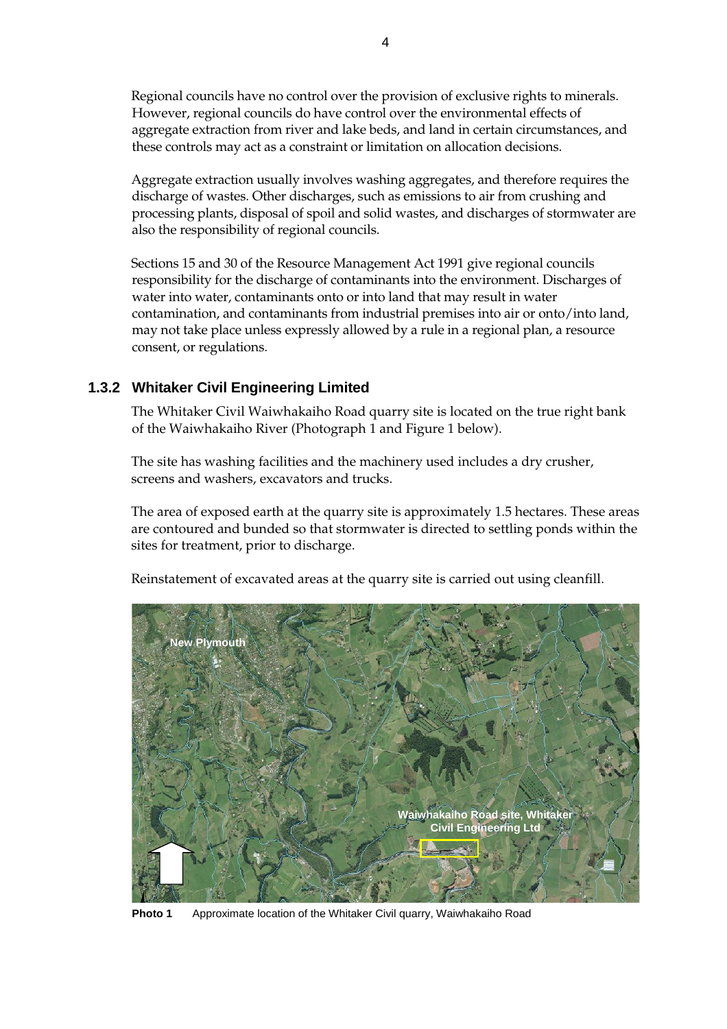Regional councils have no control over the provision of exclusive rights to minerals. However, regional councils do have control over the environmental effects of aggregate extraction from river and lake beds, and land in certain circumstances, and these controls may act as a constraint or limitation on allocation decisions.

Aggregate extraction usually involves washing aggregates, and therefore requires the discharge of wastes. Other discharges, such as emissions to air from crushing and processing plants, disposal of spoil and solid wastes, and discharges of stormwater are also the responsibility of regional councils.

Sections 15 and 30 of the Resource Management Act 1991 give regional councils responsibility for the discharge of contaminants into the environment. Discharges of water into water, contaminants onto or into land that may result in water contamination, and contaminants from industrial premises into air or onto/into land, may not take place unless expressly allowed by a rule in a regional plan, a resource consent, or regulations.

### 1.3.2 Whitaker Civil Engineering Limited

The Whitaker Civil Waiwhakaiho Road quarry site is located on the true right bank of the Waiwhakaiho River (Photograph 1 and Figure 1 below).

The site has washing facilities and the machinery used includes a dry crusher, screens and washers, excavators and trucks.

The area of exposed earth at the quarry site is approximately 1.5 hectares. These areas are contoured and bunded so that stormwater is directed to settling ponds within the sites for treatment, prior to discharge.

Reinstatement of excavated areas at the quarry site is carried out using cleanfill.

**Photo 1** Approximate location of the Whitaker Civil quarry, Waiwhakaiho Road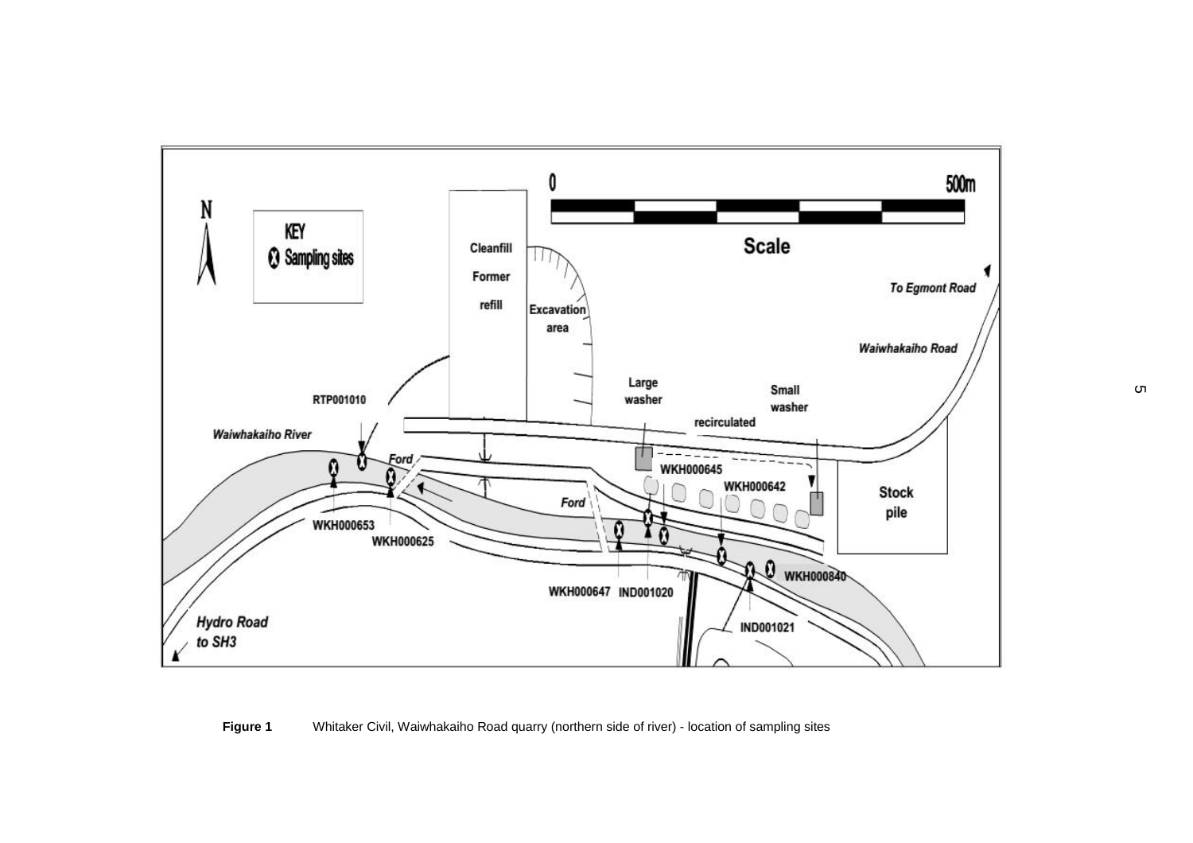Figure 1 Whitaker Civil, Waiwhakaiho Road quarry (northern side of river) - location of sampling sites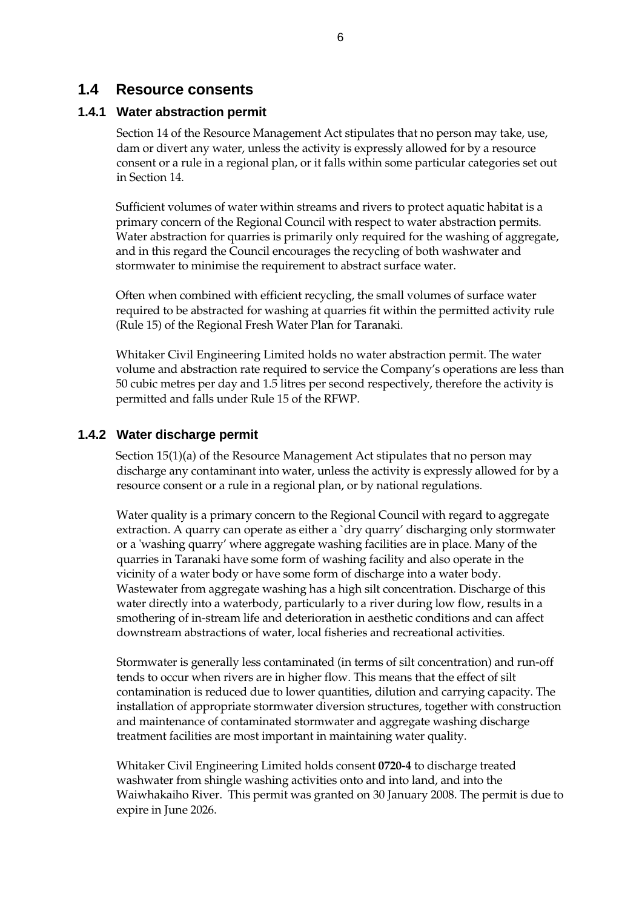## 1.4 Resource consents

### 1.4.1 Water abstraction permit

Section 14 of the Resource Management Act stipulates that no person may take, use, dam or divert any water, unless the activity is expressly allowed for by a resource consent or a rule in a regional plan, or it falls within some particular categories set out in Section 14.

Sufficient volumes of water within streams and rivers to protect aquatic habitat is a primary concern of the Regional Council with respect to water abstraction permits. Water abstraction for quarries is primarily only required for the washing of aggregate, and in this regard the Council encourages the recycling of both washwater and stormwater to minimise the requirement to abstract surface water.

Often when combined with efficient recycling, the small volumes of surface water required to be abstracted for washing at quarries fit within the permitted activity rule (Rule 15) of the Regional Fresh Water Plan for Taranaki.

Whitaker Civil Engineering Limited holds no water abstraction permit. The water volume and abstraction rate required to service the Company's operations are less than 50 cubic metres per day and 1.5 litres per second respectively, therefore the activity is permitted and falls under Rule 15 of the RFWP.

### 1.4.2 Water discharge permit

Section 15(1)(a) of the Resource Management Act stipulates that no person may discharge any contaminant into water, unless the activity is expressly allowed for by a resource consent or a rule in a regional plan, or by national regulations.

Water quality is a primary concern to the Regional Council with regard to aggregate extraction. A quarry can operate as either a `dry quarry' discharging only stormwater or a 'washing quarry' where aggregate washing facilities are in place. Many of the quarries in Taranaki have some form of washing facility and also operate in the vicinity of a water body or have some form of discharge into a water body. Wastewater from aggregate washing has a high silt concentration. Discharge of this water directly into a waterbody, particularly to a river during low flow, results in a smothering of in-stream life and deterioration in aesthetic conditions and can affect downstream abstractions of water, local fisheries and recreational activities.

Stormwater is generally less contaminated (in terms of silt concentration) and run-off tends to occur when rivers are in higher flow. This means that the effect of silt contamination is reduced due to lower quantities, dilution and carrying capacity. The installation of appropriate stormwater diversion structures, together with construction and maintenance of contaminated stormwater and aggregate washing discharge treatment facilities are most important in maintaining water quality.

Whitaker Civil Engineering Limited holds consent **0720-4** to discharge treated washwater from shingle washing activities onto and into land, and into the Waiwhakaiho River. This permit was granted on 30 January 2008. The permit is due to expire in June 2026.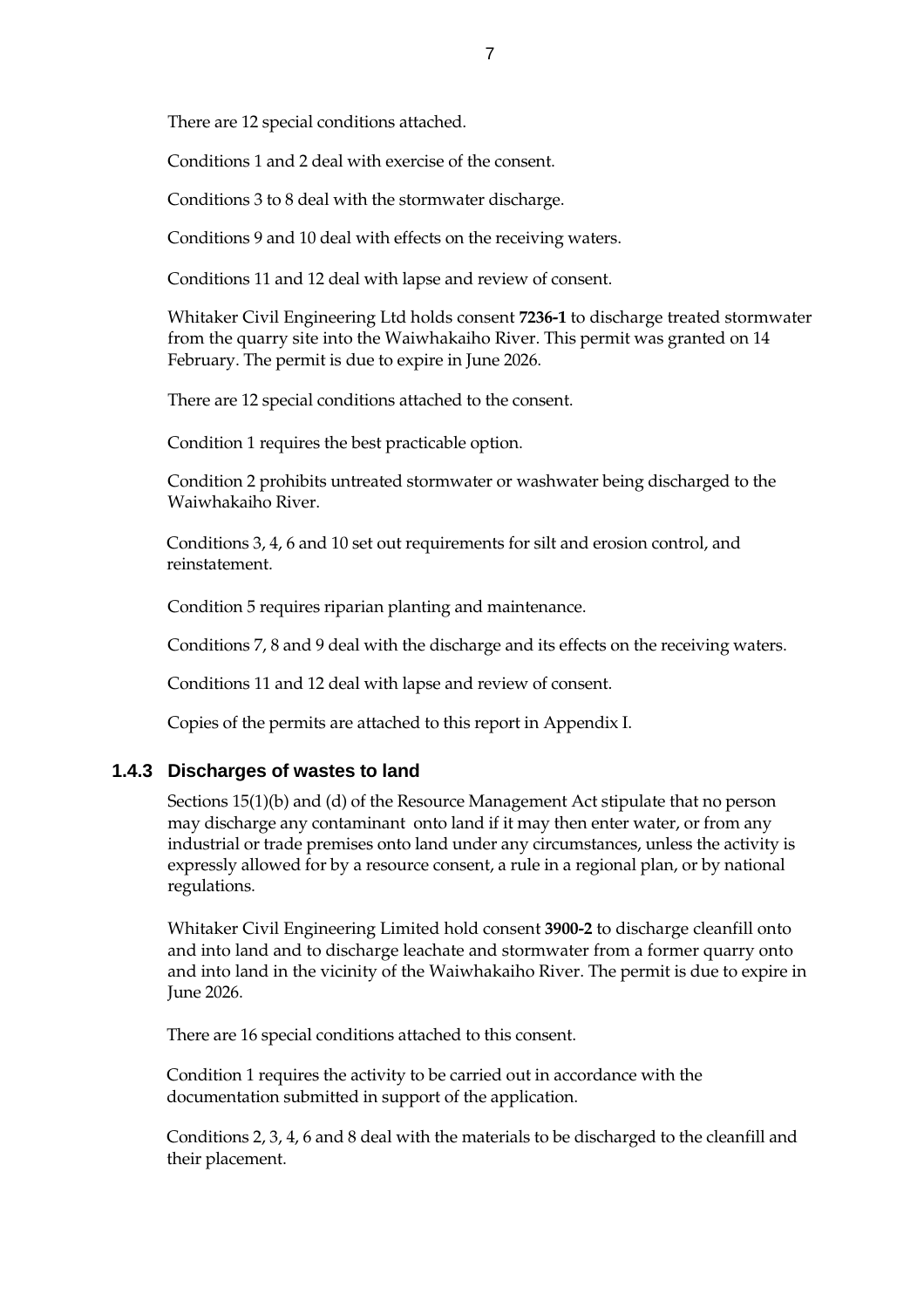There are 12 special conditions attached.

Conditions 1 and 2 deal with exercise of the consent.

Conditions 3 to 8 deal with the stormwater discharge.

Conditions 9 and 10 deal with effects on the receiving waters.

Conditions 11 and 12 deal with lapse and review of consent.

Whitaker Civil Engineering Ltd holds consent **7236-1** to discharge treated stormwater from the quarry site into the Waiwhakaiho River. This permit was granted on 14 February. The permit is due to expire in June 2026.

There are 12 special conditions attached to the consent.

Condition 1 requires the best practicable option.

Condition 2 prohibits untreated stormwater or washwater being discharged to the Waiwhakaiho River.

Conditions 3, 4, 6 and 10 set out requirements for silt and erosion control, and reinstatement.

Condition 5 requires riparian planting and maintenance.

Conditions 7, 8 and 9 deal with the discharge and its effects on the receiving waters.

Conditions 11 and 12 deal with lapse and review of consent.

Copies of the permits are attached to this report in Appendix I.

### 1.4.3 Discharges of wastes to land

Sections 15(1)(b) and (d) of the Resource Management Act stipulate that no person may discharge any contaminant onto land if it may then enter water, or from any industrial or trade premises onto land under any circumstances, unless the activity is expressly allowed for by a resource consent, a rule in a regional plan, or by national regulations.

Whitaker Civil Engineering Limited hold consent **3900-2** to discharge cleanfill onto and into land and to discharge leachate and stormwater from a former quarry onto and into land in the vicinity of the Waiwhakaiho River. The permit is due to expire in June 2026.

There are 16 special conditions attached to this consent.

Condition 1 requires the activity to be carried out in accordance with the documentation submitted in support of the application.

Conditions 2, 3, 4, 6 and 8 deal with the materials to be discharged to the cleanfill and their placement.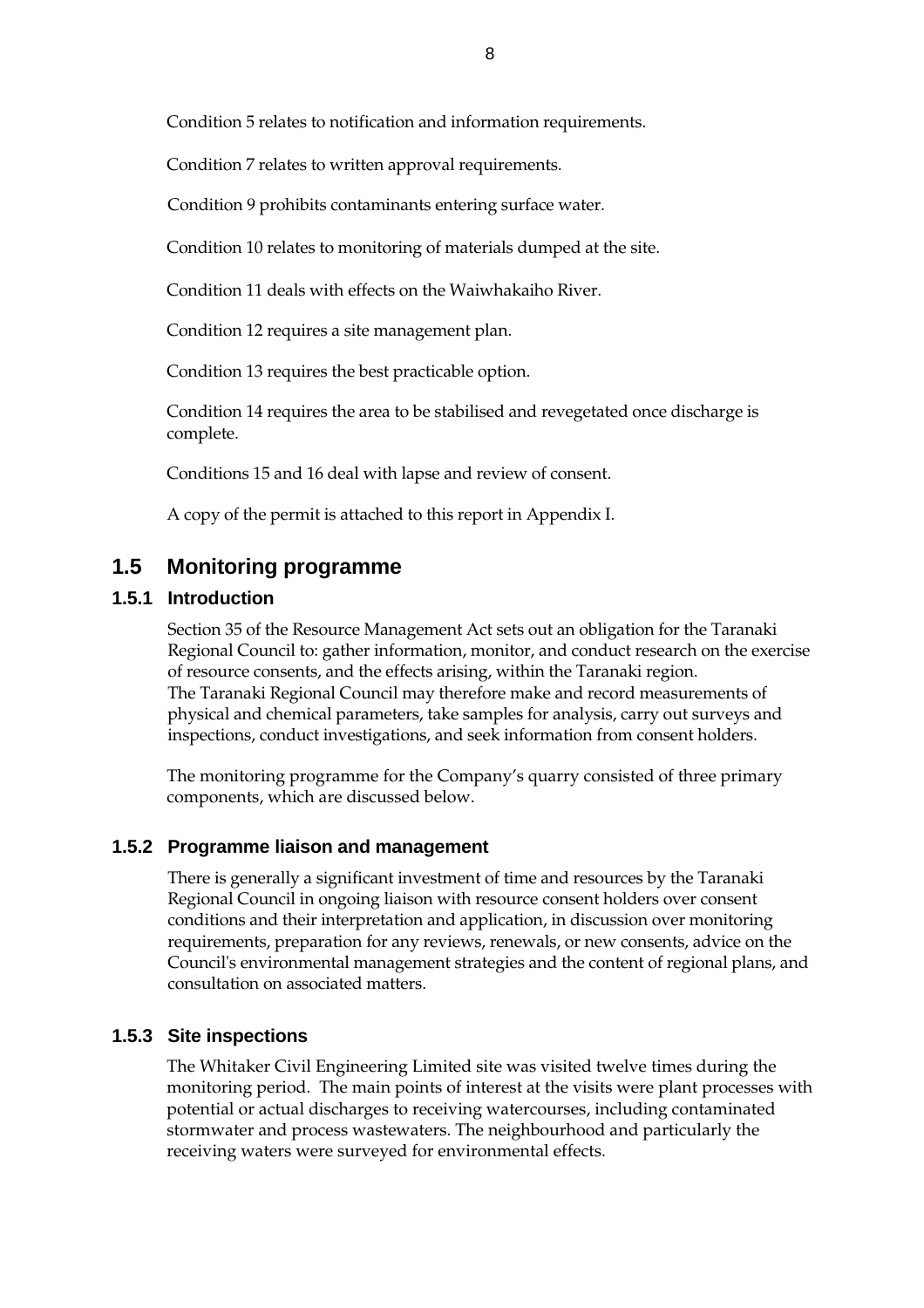Condition 5 relates to notification and information requirements.

Condition 7 relates to written approval requirements.

Condition 9 prohibits contaminants entering surface water.

Condition 10 relates to monitoring of materials dumped at the site.

Condition 11 deals with effects on the Waiwhakaiho River.

Condition 12 requires a site management plan.

Condition 13 requires the best practicable option.

Condition 14 requires the area to be stabilised and revegetated once discharge is complete.

Conditions 15 and 16 deal with lapse and review of consent.

A copy of the permit is attached to this report in Appendix I.

## 1.5 Monitoring programme

### 1.5.1 Introduction

Section 35 of the Resource Management Act sets out an obligation for the Taranaki Regional Council to: gather information, monitor, and conduct research on the exercise of resource consents, and the effects arising, within the Taranaki region. The Taranaki Regional Council may therefore make and record measurements of physical and chemical parameters, take samples for analysis, carry out surveys and inspections, conduct investigations, and seek information from consent holders.

The monitoring programme for the Company's quarry consisted of three primary components, which are discussed below.

### 1.5.2 Programme liaison and management

There is generally a significant investment of time and resources by the Taranaki Regional Council in ongoing liaison with resource consent holders over consent conditions and their interpretation and application, in discussion over monitoring requirements, preparation for any reviews, renewals, or new consents, advice on the Council's environmental management strategies and the content of regional plans, and consultation on associated matters.

### 1.5.3 Site inspections

The Whitaker Civil Engineering Limited site was visited twelve times during the monitoring period. The main points of interest at the visits were plant processes with potential or actual discharges to receiving watercourses, including contaminated stormwater and process wastewaters. The neighbourhood and particularly the receiving waters were surveyed for environmental effects.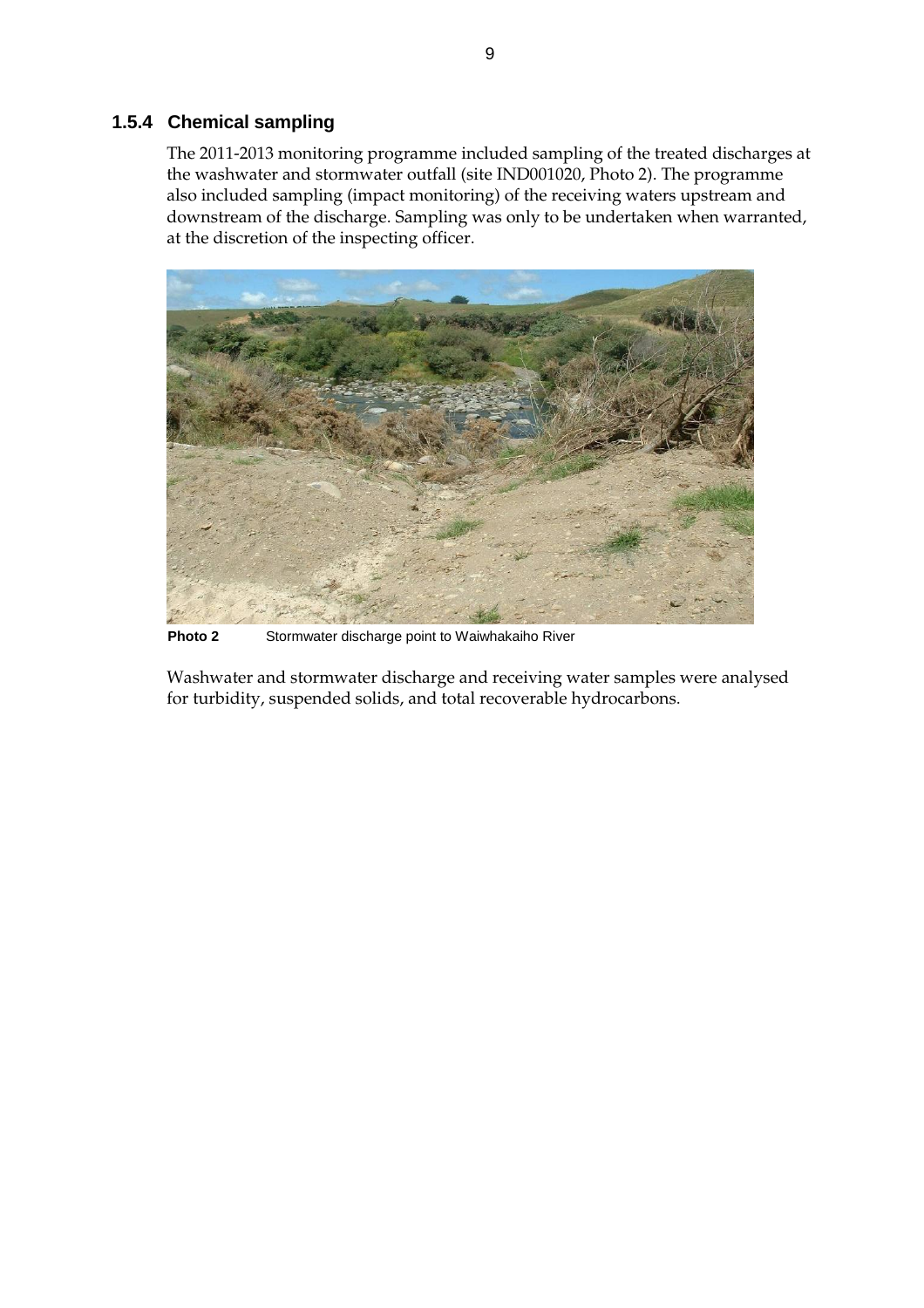### 1.5.4 Chemical sampling

The 2011-2013 monitoring programme included sampling of the treated discharges at the washwater and stormwater outfall (site IND001020, Photo 2). The programme also included sampling (impact monitoring) of the receiving waters upstream and downstream of the discharge. Sampling was only to be undertaken when warranted, at the discretion of the inspecting officer.

**Photo 2** Stormwater discharge point to Waiwhakaiho River

Washwater and stormwater discharge and receiving water samples were analysed for turbidity, suspended solids, and total recoverable hydrocarbons.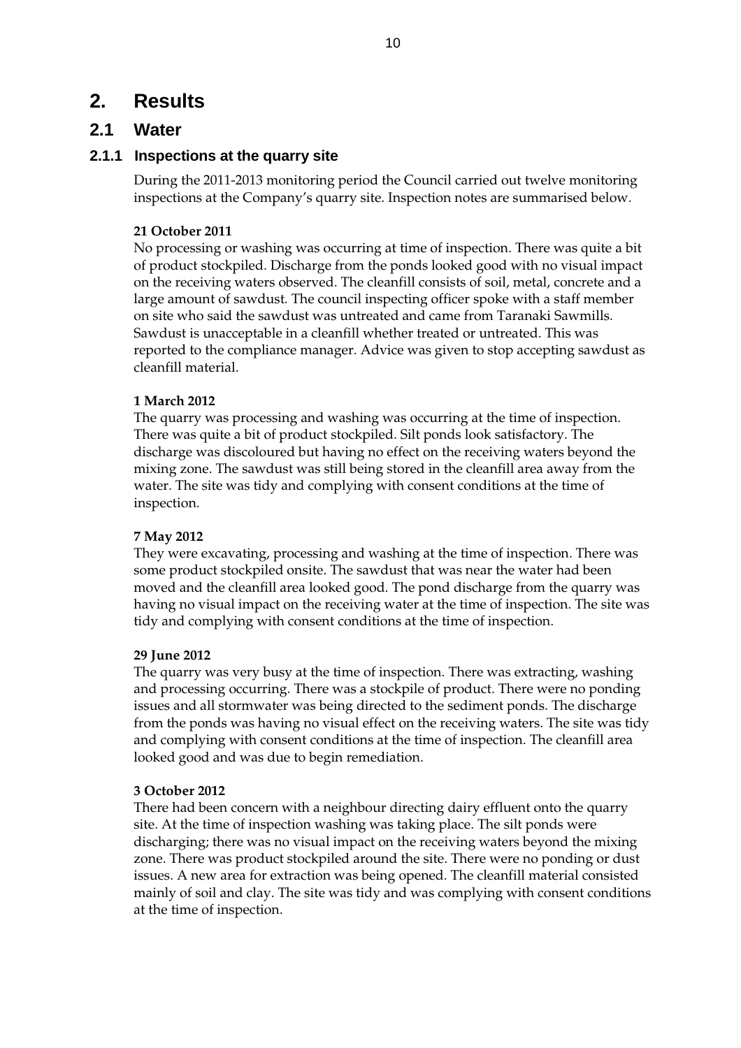# 2. Results

## 2.1 Water

### 2.1.1 Inspections at the quarry site

During the 2011-2013 monitoring period the Council carried out twelve monitoring inspections at the Company's quarry site. Inspection notes are summarised below.

**21 October 2011**

No processing or washing was occurring at time of inspection. There was quite a bit of product stockpiled. Discharge from the ponds looked good with no visual impact on the receiving waters observed. The cleanfill consists of soil, metal, concrete and a large amount of sawdust. The council inspecting officer spoke with a staff member on site who said the sawdust was untreated and came from Taranaki Sawmills. Sawdust is unacceptable in a cleanfill whether treated or untreated. This was reported to the compliance manager. Advice was given to stop accepting sawdust as cleanfill material.

**1 March 2012**

The quarry was processing and washing was occurring at the time of inspection. There was quite a bit of product stockpiled. Silt ponds look satisfactory. The discharge was discoloured but having no effect on the receiving waters beyond the mixing zone. The sawdust was still being stored in the cleanfill area away from the water. The site was tidy and complying with consent conditions at the time of inspection.

**7 May 2012**

They were excavating, processing and washing at the time of inspection. There was some product stockpiled onsite. The sawdust that was near the water had been moved and the cleanfill area looked good. The pond discharge from the quarry was having no visual impact on the receiving water at the time of inspection. The site was tidy and complying with consent conditions at the time of inspection.

**29 June 2012**

The quarry was very busy at the time of inspection. There was extracting, washing and processing occurring. There was a stockpile of product. There were no ponding issues and all stormwater was being directed to the sediment ponds. The discharge from the ponds was having no visual effect on the receiving waters. The site was tidy and complying with consent conditions at the time of inspection. The cleanfill area looked good and was due to begin remediation.

**3 October 2012**

There had been concern with a neighbour directing dairy effluent onto the quarry site. At the time of inspection washing was taking place. The silt ponds were discharging; there was no visual impact on the receiving waters beyond the mixing zone. There was product stockpiled around the site. There were no ponding or dust issues. A new area for extraction was being opened. The cleanfill material consisted mainly of soil and clay. The site was tidy and was complying with consent conditions at the time of inspection.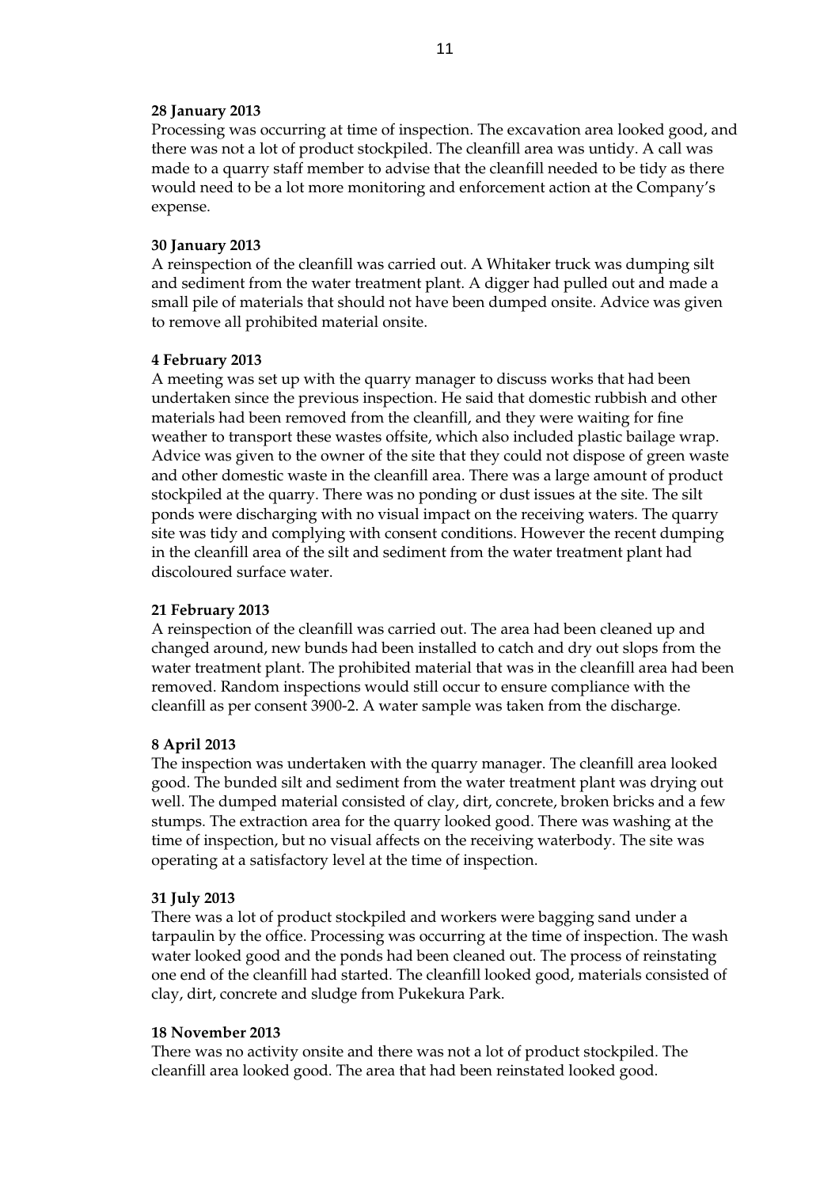**28 January 2013**

Processing was occurring at time of inspection. The excavation area looked good, and there was not a lot of product stockpiled. The cleanfill area was untidy. A call was made to a quarry staff member to advise that the cleanfill needed to be tidy as there would need to be a lot more monitoring and enforcement action at the Company's expense.

**30 January 2013**

A reinspection of the cleanfill was carried out. A Whitaker truck was dumping silt and sediment from the water treatment plant. A digger had pulled out and made a small pile of materials that should not have been dumped onsite. Advice was given to remove all prohibited material onsite.

**4 February 2013**

A meeting was set up with the quarry manager to discuss works that had been undertaken since the previous inspection. He said that domestic rubbish and other materials had been removed from the cleanfill, and they were waiting for fine weather to transport these wastes offsite, which also included plastic bailage wrap. Advice was given to the owner of the site that they could not dispose of green waste and other domestic waste in the cleanfill area. There was a large amount of product stockpiled at the quarry. There was no ponding or dust issues at the site. The silt ponds were discharging with no visual impact on the receiving waters. The quarry site was tidy and complying with consent conditions. However the recent dumping in the cleanfill area of the silt and sediment from the water treatment plant had discoloured surface water.

**21 February 2013**

A reinspection of the cleanfill was carried out. The area had been cleaned up and changed around, new bunds had been installed to catch and dry out slops from the water treatment plant. The prohibited material that was in the cleanfill area had been removed. Random inspections would still occur to ensure compliance with the cleanfill as per consent 3900-2. A water sample was taken from the discharge.

**8 April 2013**

The inspection was undertaken with the quarry manager. The cleanfill area looked good. The bunded silt and sediment from the water treatment plant was drying out well. The dumped material consisted of clay, dirt, concrete, broken bricks and a few stumps. The extraction area for the quarry looked good. There was washing at the time of inspection, but no visual affects on the receiving waterbody. The site was operating at a satisfactory level at the time of inspection.

**31 July 2013**

There was a lot of product stockpiled and workers were bagging sand under a tarpaulin by the office. Processing was occurring at the time of inspection. The wash water looked good and the ponds had been cleaned out. The process of reinstating one end of the cleanfill had started. The cleanfill looked good, materials consisted of clay, dirt, concrete and sludge from Pukekura Park.

**18 November 2013**

There was no activity onsite and there was not a lot of product stockpiled. The cleanfill area looked good. The area that had been reinstated looked good.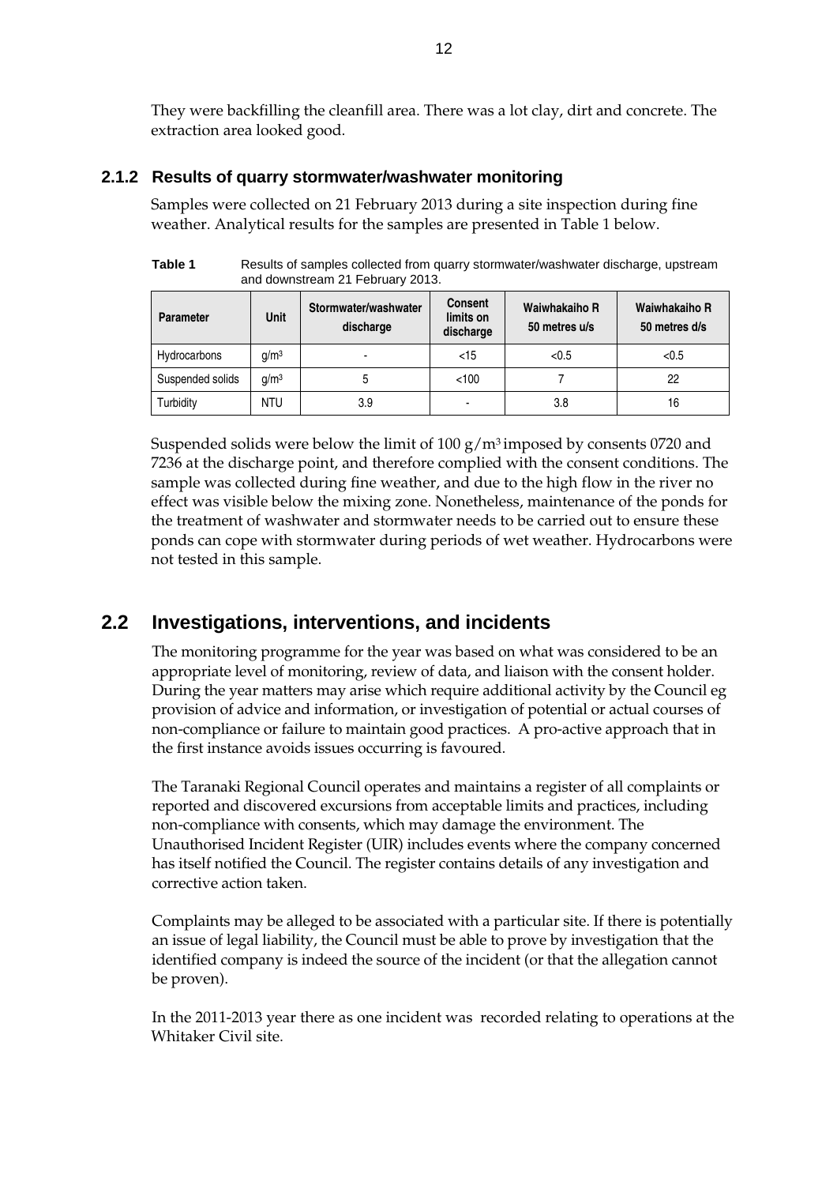They were backfilling the cleanfill area. There was a lot clay, dirt and concrete. The extraction area looked good.

### 2.1.2 Results of quarry stormwater/washwater monitoring

Samples were collected on 21 February 2013 during a site inspection during fine weather. Analytical results for the samples are presented in Table 1 below.

**Table 1** Results of samples collected from quarry stormwater/washwater discharge, upstream and downstream 21 February 2013.

| Parameter | Unit | Stormwater/washwater discharge | Consent limits on discharge | Waiwhakaiho R 50 metres u/s | Waiwhakaiho R 50 metres d/s |
|---|---|---|---|---|---|
| Hydrocarbons | $g/m^3$ | - | <15 | <0.5 | <0.5 |
| Suspended solids | $g/m^3$ | 5 | <100 | 7 | 22 |
| Turbidity | NTU | 3.9 | - | 3.8 | 16 |

Suspended solids were below the limit of 100 $g/m^3$ imposed by consents 0720 and 7236 at the discharge point, and therefore complied with the consent conditions. The sample was collected during fine weather, and due to the high flow in the river no effect was visible below the mixing zone. Nonetheless, maintenance of the ponds for the treatment of washwater and stormwater needs to be carried out to ensure these ponds can cope with stormwater during periods of wet weather. Hydrocarbons were not tested in this sample.

## 2.2 Investigations, interventions, and incidents

The monitoring programme for the year was based on what was considered to be an appropriate level of monitoring, review of data, and liaison with the consent holder. During the year matters may arise which require additional activity by the Council eg provision of advice and information, or investigation of potential or actual courses of non-compliance or failure to maintain good practices. A pro-active approach that in the first instance avoids issues occurring is favoured.

The Taranaki Regional Council operates and maintains a register of all complaints or reported and discovered excursions from acceptable limits and practices, including non-compliance with consents, which may damage the environment. The Unauthorised Incident Register (UIR) includes events where the company concerned has itself notified the Council. The register contains details of any investigation and corrective action taken.

Complaints may be alleged to be associated with a particular site. If there is potentially an issue of legal liability, the Council must be able to prove by investigation that the identified company is indeed the source of the incident (or that the allegation cannot be proven).

In the 2011-2013 year there as one incident was recorded relating to operations at the Whitaker Civil site.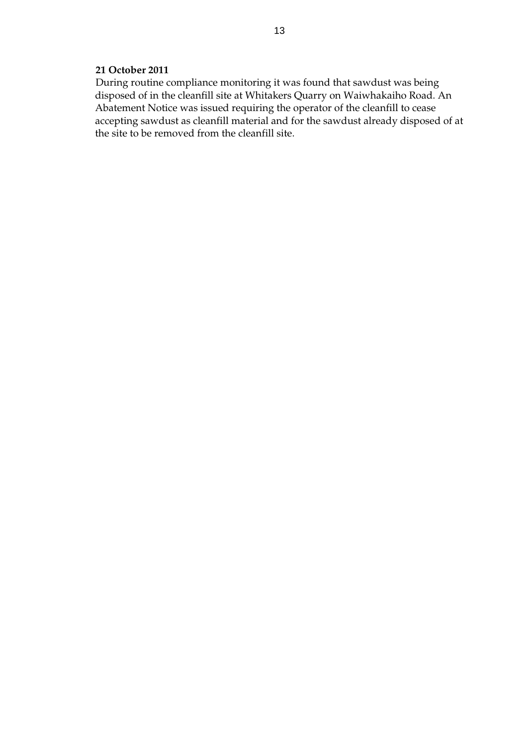**21 October 2011**

During routine compliance monitoring it was found that sawdust was being disposed of in the cleanfill site at Whitakers Quarry on Waiwhakaiho Road. An Abatement Notice was issued requiring the operator of the cleanfill to cease accepting sawdust as cleanfill material and for the sawdust already disposed of at the site to be removed from the cleanfill site.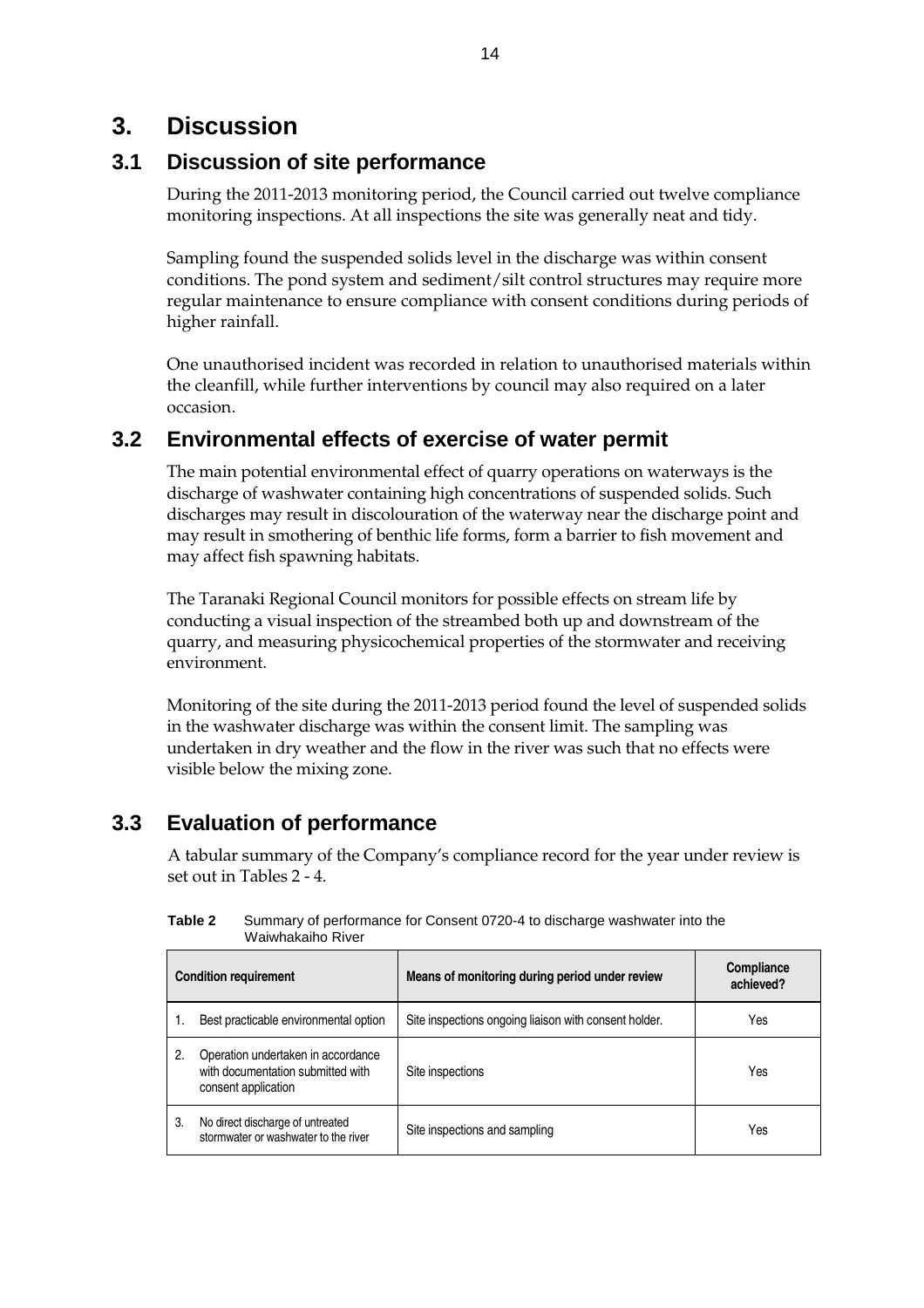# 3. Discussion

## 3.1 Discussion of site performance

During the 2011-2013 monitoring period, the Council carried out twelve compliance monitoring inspections. At all inspections the site was generally neat and tidy.

Sampling found the suspended solids level in the discharge was within consent conditions. The pond system and sediment/silt control structures may require more regular maintenance to ensure compliance with consent conditions during periods of higher rainfall.

One unauthorised incident was recorded in relation to unauthorised materials within the cleanfill, while further interventions by council may also required on a later occasion.

## 3.2 Environmental effects of exercise of water permit

The main potential environmental effect of quarry operations on waterways is the discharge of washwater containing high concentrations of suspended solids. Such discharges may result in discolouration of the waterway near the discharge point and may result in smothering of benthic life forms, form a barrier to fish movement and may affect fish spawning habitats.

The Taranaki Regional Council monitors for possible effects on stream life by conducting a visual inspection of the streambed both up and downstream of the quarry, and measuring physicochemical properties of the stormwater and receiving environment.

Monitoring of the site during the 2011-2013 period found the level of suspended solids in the washwater discharge was within the consent limit. The sampling was undertaken in dry weather and the flow in the river was such that no effects were visible below the mixing zone.

## 3.3 Evaluation of performance

A tabular summary of the Company's compliance record for the year under review is set out in Tables 2 - 4.

**Table 2** Summary of performance for Consent 0720-4 to discharge washwater into the Waiwhakaiho River

| Condition requirement | | Means of monitoring during period under review | Compliance achieved? |
|---|---|---|---|
| 1. | Best practicable environmental option | Site inspections ongoing liaison with consent holder. | Yes |
| 2. | Operation undertaken in accordance with documentation submitted with consent application | Site inspections | Yes |
| 3. | No direct discharge of untreated stormwater or washwater to the river | Site inspections and sampling | Yes |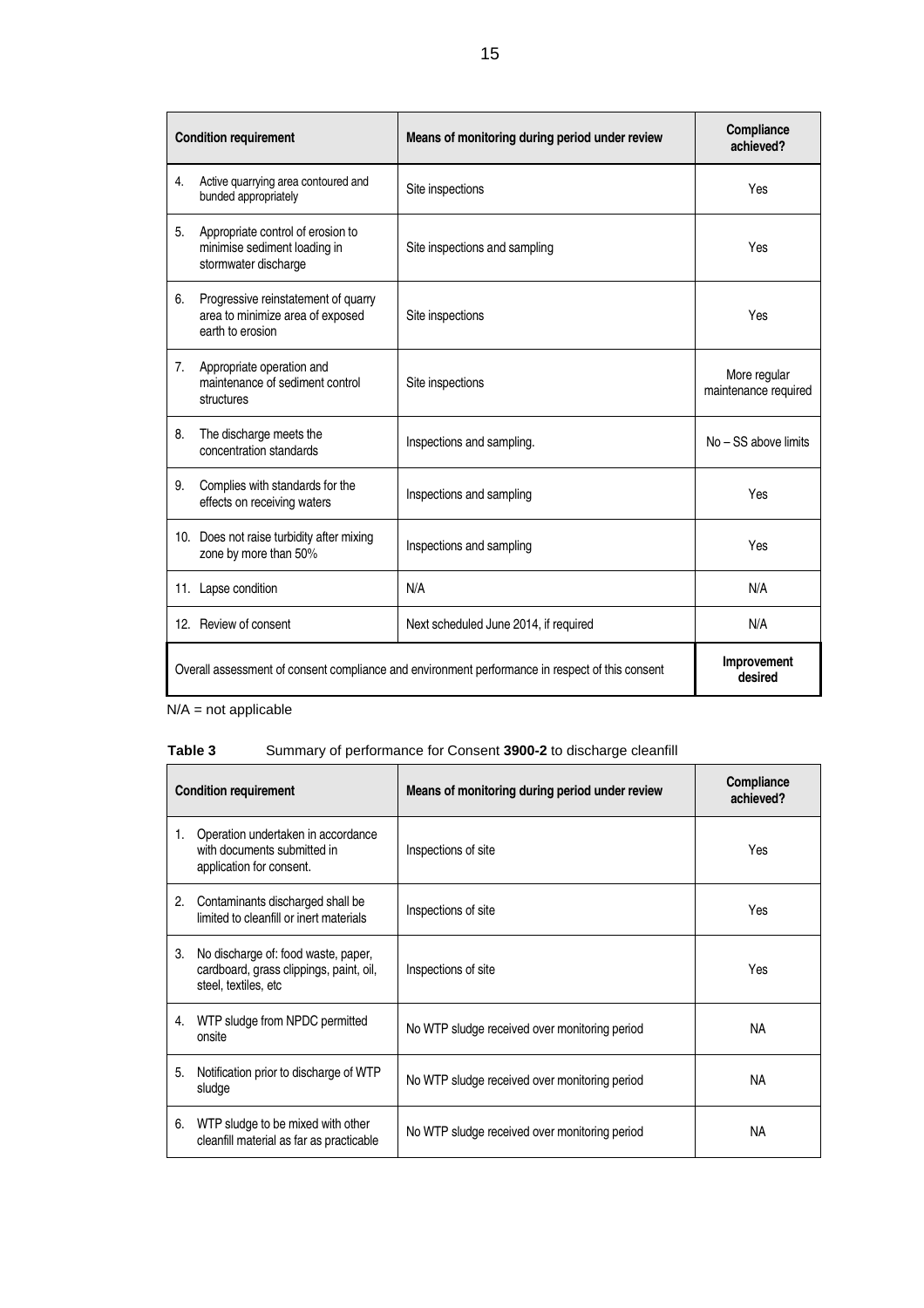| Condition requirement | Means of monitoring during period under review | Compliance achieved? |
|---|---|---|
| 4. Active quarrying area contoured and bunded appropriately | Site inspections | Yes |
| 5. Appropriate control of erosion to minimise sediment loading in stormwater discharge | Site inspections and sampling | Yes |
| 6. Progressive reinstatement of quarry area to minimize area of exposed earth to erosion | Site inspections | Yes |
| 7. Appropriate operation and maintenance of sediment control structures | Site inspections | More regular maintenance required |
| 8. The discharge meets the concentration standards | Inspections and sampling. | No – SS above limits |
| 9. Complies with standards for the effects on receiving waters | Inspections and sampling | Yes |
| 10. Does not raise turbidity after mixing zone by more than 50% | Inspections and sampling | Yes |
| 11. Lapse condition | N/A | N/A |
| 12. Review of consent | Next scheduled June 2014, if required | N/A |
| Overall assessment of consent compliance and environment performance in respect of this consent | | **Improvement desired** |

N/A = not applicable

**Table 3** Summary of performance for Consent **3900-2** to discharge cleanfill

| Condition requirement | Means of monitoring during period under review | Compliance achieved? |
|---|---|---|
| 1. Operation undertaken in accordance with documents submitted in application for consent. | Inspections of site | Yes |
| 2. Contaminants discharged shall be limited to cleanfill or inert materials | Inspections of site | Yes |
| 3. No discharge of: food waste, paper, cardboard, grass clippings, paint, oil, steel, textiles, etc | Inspections of site | Yes |
| 4. WTP sludge from NPDC permitted onsite | No WTP sludge received over monitoring period | NA |
| 5. Notification prior to discharge of WTP sludge | No WTP sludge received over monitoring period | NA |
| 6. WTP sludge to be mixed with other cleanfill material as far as practicable | No WTP sludge received over monitoring period | NA |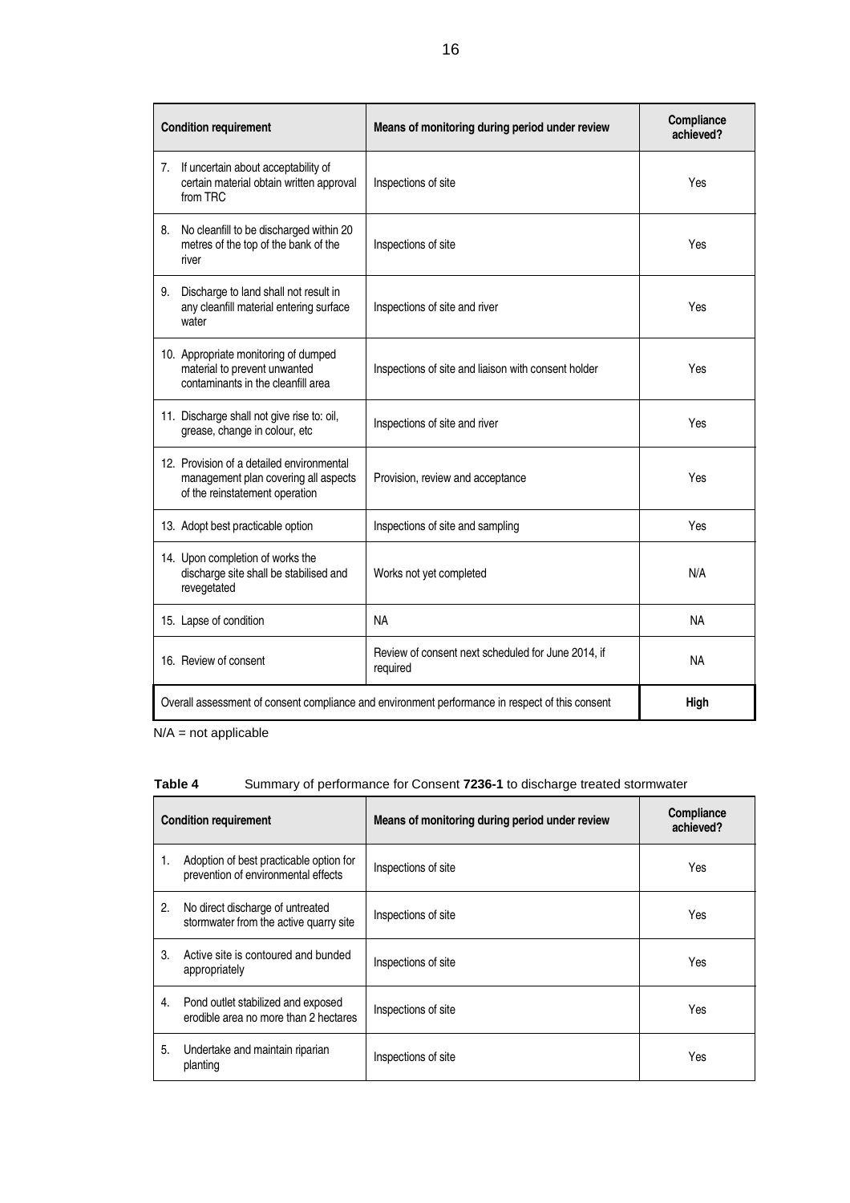| Condition requirement | Means of monitoring during period under review | Compliance achieved? |
|---|---|---|
| 7. If uncertain about acceptability of certain material obtain written approval from TRC | Inspections of site | Yes |
| 8. No cleanfill to be discharged within 20 metres of the top of the bank of the river | Inspections of site | Yes |
| 9. Discharge to land shall not result in any cleanfill material entering surface water | Inspections of site and river | Yes |
| 10. Appropriate monitoring of dumped material to prevent unwanted contaminants in the cleanfill area | Inspections of site and liaison with consent holder | Yes |
| 11. Discharge shall not give rise to: oil, grease, change in colour, etc | Inspections of site and river | Yes |
| 12. Provision of a detailed environmental management plan covering all aspects of the reinstatement operation | Provision, review and acceptance | Yes |
| 13. Adopt best practicable option | Inspections of site and sampling | Yes |
| 14. Upon completion of works the discharge site shall be stabilised and revegetated | Works not yet completed | N/A |
| 15. Lapse of condition | NA | NA |
| 16. Review of consent | Review of consent next scheduled for June 2014, if required | NA |
| Overall assessment of consent compliance and environment performance in respect of this consent | | **High** |

N/A = not applicable

**Table 4** Summary of performance for Consent **7236-1** to discharge treated stormwater

| Condition requirement | Means of monitoring during period under review | Compliance achieved? |
|---|---|---|
| 1. Adoption of best practicable option for prevention of environmental effects | Inspections of site | Yes |
| 2. No direct discharge of untreated stormwater from the active quarry site | Inspections of site | Yes |
| 3. Active site is contoured and bunded appropriately | Inspections of site | Yes |
| 4. Pond outlet stabilized and exposed erodible area no more than 2 hectares | Inspections of site | Yes |
| 5. Undertake and maintain riparian planting | Inspections of site | Yes |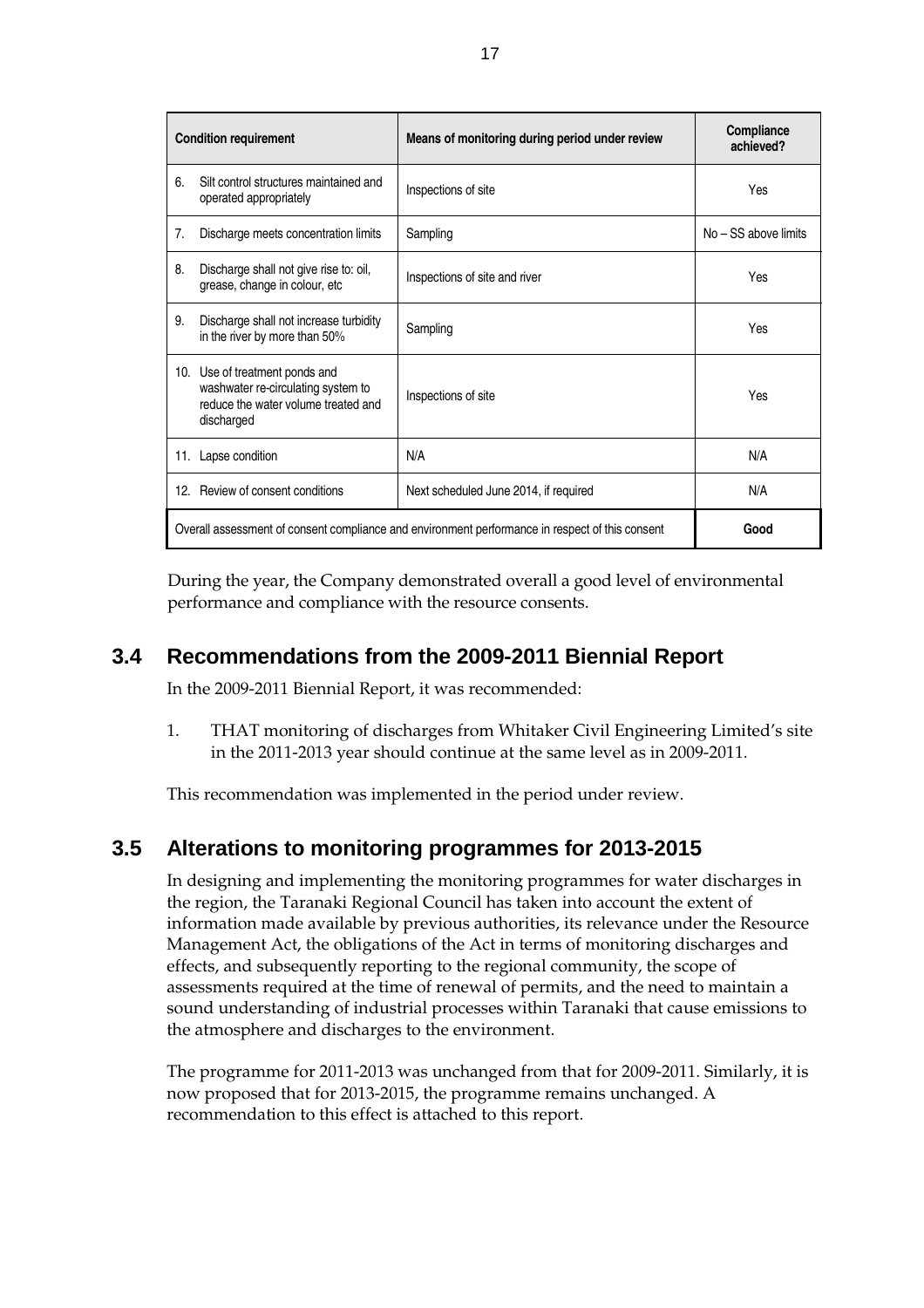| Condition requirement | Means of monitoring during period under review | Compliance achieved? |
|---|---|---|
| 6. Silt control structures maintained and operated appropriately | Inspections of site | Yes |
| 7. Discharge meets concentration limits | Sampling | No – SS above limits |
| 8. Discharge shall not give rise to: oil, grease, change in colour, etc | Inspections of site and river | Yes |
| 9. Discharge shall not increase turbidity in the river by more than 50% | Sampling | Yes |
| 10. Use of treatment ponds and washwater re-circulating system to reduce the water volume treated and discharged | Inspections of site | Yes |
| 11. Lapse condition | N/A | N/A |
| 12. Review of consent conditions | Next scheduled June 2014, if required | N/A |
| Overall assessment of consent compliance and environment performance in respect of this consent | | **Good** |

During the year, the Company demonstrated overall a good level of environmental performance and compliance with the resource consents.

## 3.4 Recommendations from the 2009-2011 Biennial Report

In the 2009-2011 Biennial Report, it was recommended:

1. THAT monitoring of discharges from Whitaker Civil Engineering Limited's site in the 2011-2013 year should continue at the same level as in 2009-2011.

This recommendation was implemented in the period under review.

## 3.5 Alterations to monitoring programmes for 2013-2015

In designing and implementing the monitoring programmes for water discharges in the region, the Taranaki Regional Council has taken into account the extent of information made available by previous authorities, its relevance under the Resource Management Act, the obligations of the Act in terms of monitoring discharges and effects, and subsequently reporting to the regional community, the scope of assessments required at the time of renewal of permits, and the need to maintain a sound understanding of industrial processes within Taranaki that cause emissions to the atmosphere and discharges to the environment.

The programme for 2011-2013 was unchanged from that for 2009-2011. Similarly, it is now proposed that for 2013-2015, the programme remains unchanged. A recommendation to this effect is attached to this report.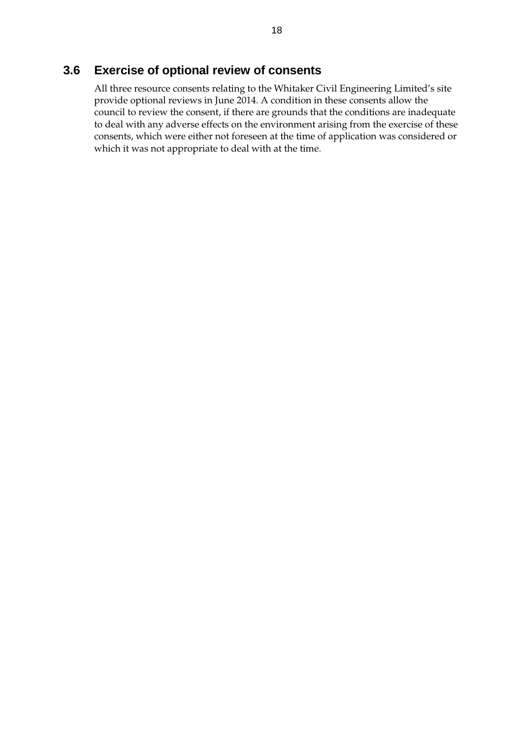## 3.6 Exercise of optional review of consents

All three resource consents relating to the Whitaker Civil Engineering Limited's site provide optional reviews in June 2014. A condition in these consents allow the council to review the consent, if there are grounds that the conditions are inadequate to deal with any adverse effects on the environment arising from the exercise of these consents, which were either not foreseen at the time of application was considered or which it was not appropriate to deal with at the time.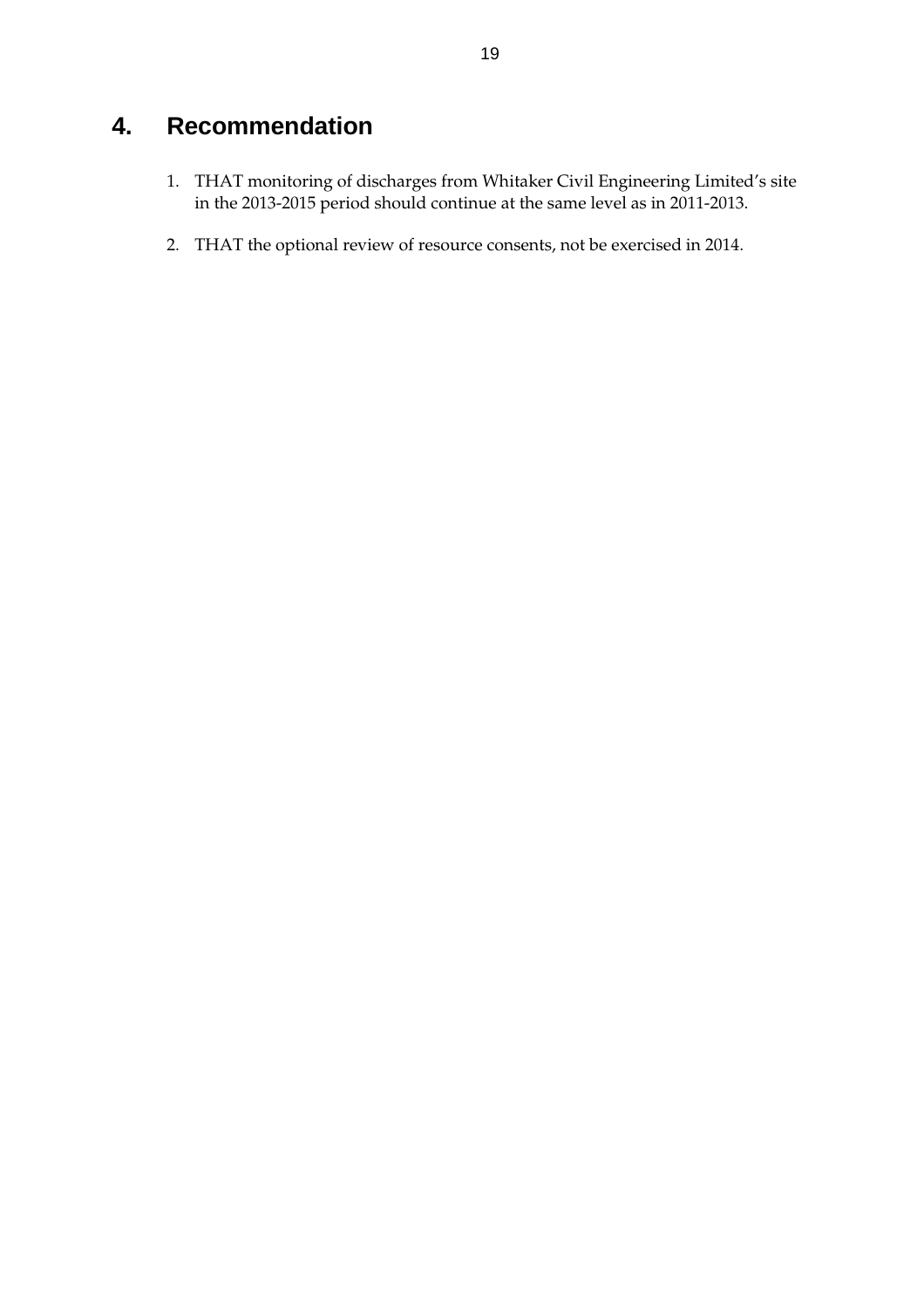# 4. Recommendation

1. THAT monitoring of discharges from Whitaker Civil Engineering Limited's site in the 2013-2015 period should continue at the same level as in 2011-2013.

2. THAT the optional review of resource consents, not be exercised in 2014.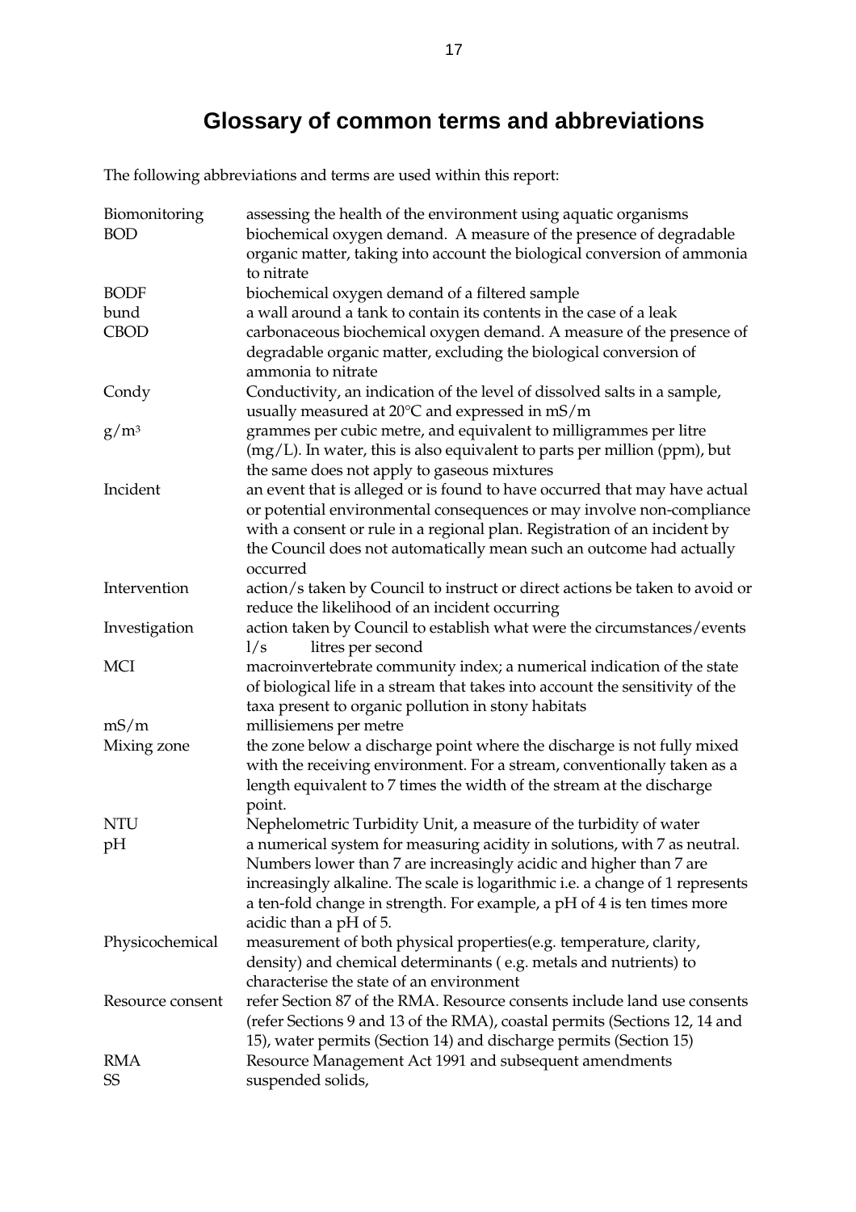# Glossary of common terms and abbreviations

The following abbreviations and terms are used within this report:

| | |
|---|---|
| Biomonitoring | assessing the health of the environment using aquatic organisms |
| BOD | biochemical oxygen demand. A measure of the presence of degradable organic matter, taking into account the biological conversion of ammonia to nitrate |
| BODF | biochemical oxygen demand of a filtered sample |
| bund | a wall around a tank to contain its contents in the case of a leak |
| CBOD | carbonaceous biochemical oxygen demand. A measure of the presence of degradable organic matter, excluding the biological conversion of ammonia to nitrate |
| Condy | Conductivity, an indication of the level of dissolved salts in a sample, usually measured at 20°C and expressed in mS/m |
| $g/m^3$ | grammes per cubic metre, and equivalent to milligrammes per litre (mg/L). In water, this is also equivalent to parts per million (ppm), but the same does not apply to gaseous mixtures |
| Incident | an event that is alleged or is found to have occurred that may have actual or potential environmental consequences or may involve non-compliance with a consent or rule in a regional plan. Registration of an incident by the Council does not automatically mean such an outcome had actually occurred |
| Intervention | action/s taken by Council to instruct or direct actions be taken to avoid or reduce the likelihood of an incident occurring |
| Investigation | action taken by Council to establish what were the circumstances/events |
| l/s | litres per second |
| MCI | macroinvertebrate community index; a numerical indication of the state of biological life in a stream that takes into account the sensitivity of the taxa present to organic pollution in stony habitats |
| mS/m | millisiemens per metre |
| Mixing zone | the zone below a discharge point where the discharge is not fully mixed with the receiving environment. For a stream, conventionally taken as a length equivalent to 7 times the width of the stream at the discharge point. |
| NTU | Nephelometric Turbidity Unit, a measure of the turbidity of water |
| pH | a numerical system for measuring acidity in solutions, with 7 as neutral. Numbers lower than 7 are increasingly acidic and higher than 7 are increasingly alkaline. The scale is logarithmic i.e. a change of 1 represents a ten-fold change in strength. For example, a pH of 4 is ten times more acidic than a pH of 5. |
| Physicochemical | measurement of both physical properties(e.g. temperature, clarity, density) and chemical determinants ( e.g. metals and nutrients) to characterise the state of an environment |
| Resource consent | refer Section 87 of the RMA. Resource consents include land use consents (refer Sections 9 and 13 of the RMA), coastal permits (Sections 12, 14 and 15), water permits (Section 14) and discharge permits (Section 15) |
| RMA | Resource Management Act 1991 and subsequent amendments |
| SS | suspended solids, |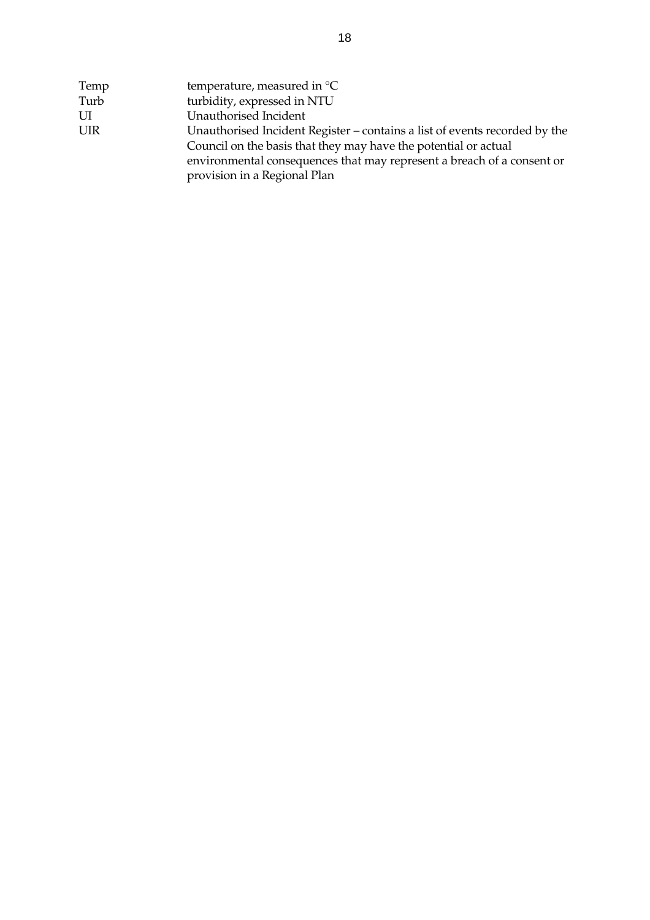| | |
|---|---|
| Temp | temperature, measured in °C |
| Turb | turbidity, expressed in NTU |
| UI | Unauthorised Incident |
| UIR | Unauthorised Incident Register – contains a list of events recorded by the Council on the basis that they may have the potential or actual environmental consequences that may represent a breach of a consent or provision in a Regional Plan |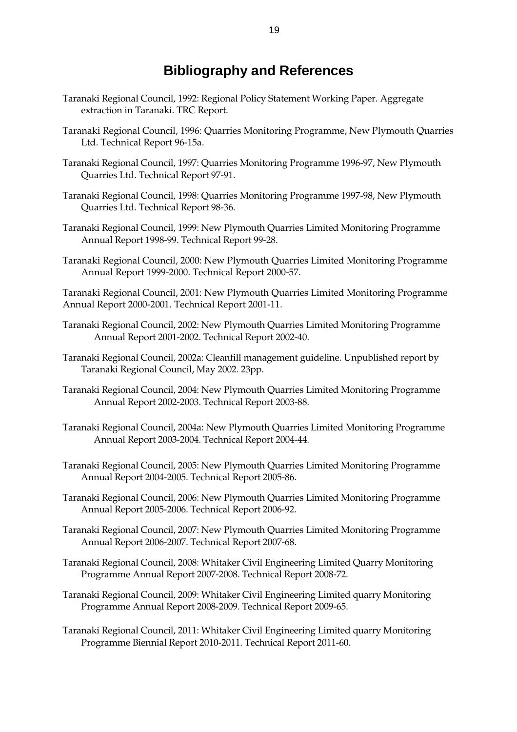# Bibliography and References

Taranaki Regional Council, 1992: Regional Policy Statement Working Paper. Aggregate extraction in Taranaki. TRC Report.

Taranaki Regional Council, 1996: Quarries Monitoring Programme, New Plymouth Quarries Ltd. Technical Report 96-15a.

Taranaki Regional Council, 1997: Quarries Monitoring Programme 1996-97, New Plymouth Quarries Ltd. Technical Report 97-91.

Taranaki Regional Council, 1998: Quarries Monitoring Programme 1997-98, New Plymouth Quarries Ltd. Technical Report 98-36.

Taranaki Regional Council, 1999: New Plymouth Quarries Limited Monitoring Programme Annual Report 1998-99. Technical Report 99-28.

Taranaki Regional Council, 2000: New Plymouth Quarries Limited Monitoring Programme Annual Report 1999-2000. Technical Report 2000-57.

Taranaki Regional Council, 2001: New Plymouth Quarries Limited Monitoring Programme Annual Report 2000-2001. Technical Report 2001-11.

Taranaki Regional Council, 2002: New Plymouth Quarries Limited Monitoring Programme Annual Report 2001-2002. Technical Report 2002-40.

Taranaki Regional Council, 2002a: Cleanfill management guideline. Unpublished report by Taranaki Regional Council, May 2002. 23pp.

Taranaki Regional Council, 2004: New Plymouth Quarries Limited Monitoring Programme Annual Report 2002-2003. Technical Report 2003-88.

Taranaki Regional Council, 2004a: New Plymouth Quarries Limited Monitoring Programme Annual Report 2003-2004. Technical Report 2004-44.

Taranaki Regional Council, 2005: New Plymouth Quarries Limited Monitoring Programme Annual Report 2004-2005. Technical Report 2005-86.

Taranaki Regional Council, 2006: New Plymouth Quarries Limited Monitoring Programme Annual Report 2005-2006. Technical Report 2006-92.

Taranaki Regional Council, 2007: New Plymouth Quarries Limited Monitoring Programme Annual Report 2006-2007. Technical Report 2007-68.

Taranaki Regional Council, 2008: Whitaker Civil Engineering Limited Quarry Monitoring Programme Annual Report 2007-2008. Technical Report 2008-72.

Taranaki Regional Council, 2009: Whitaker Civil Engineering Limited quarry Monitoring Programme Annual Report 2008-2009. Technical Report 2009-65.

Taranaki Regional Council, 2011: Whitaker Civil Engineering Limited quarry Monitoring Programme Biennial Report 2010-2011. Technical Report 2011-60.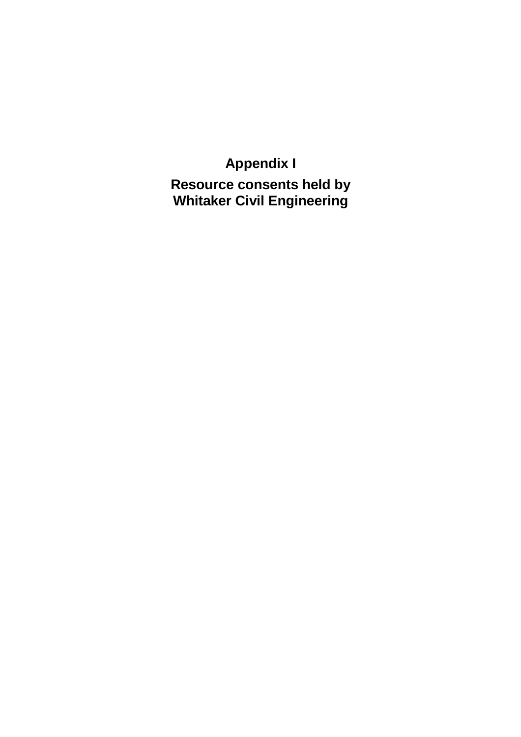# Appendix I

## Resource consents held by Whitaker Civil Engineering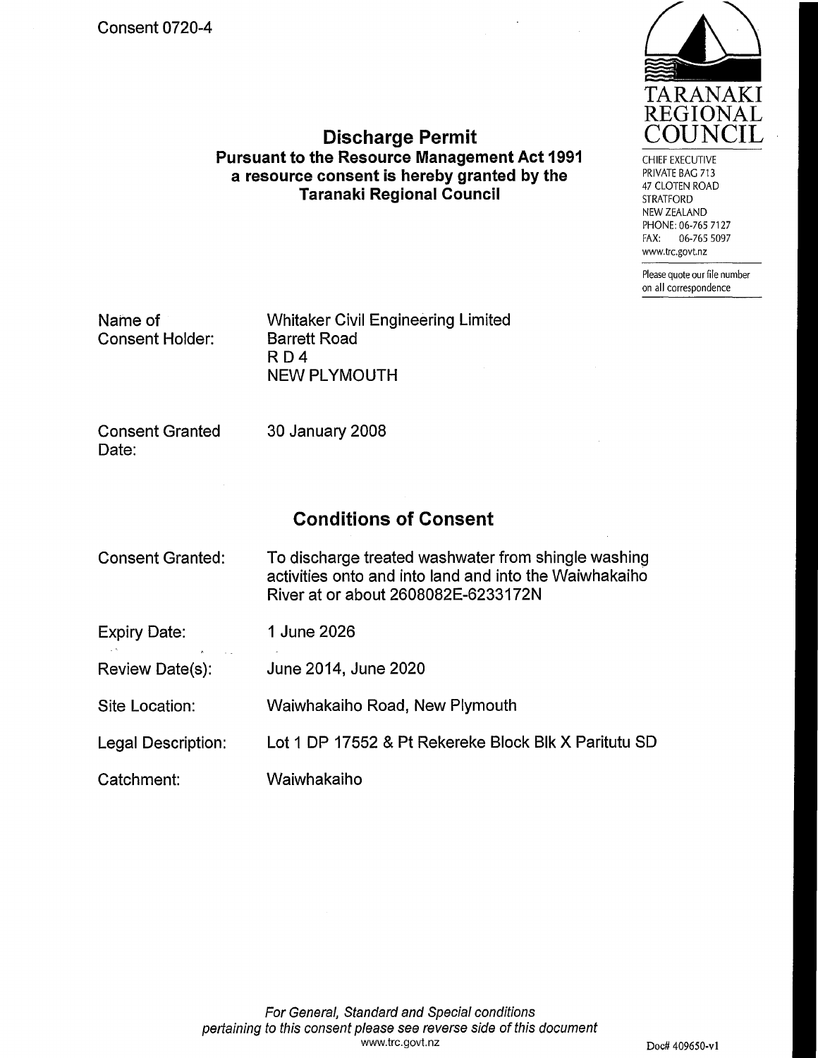Consent 0720-4

TARANAKI REGIONAL COUNCIL

CHIEF EXECUTIVE
PRIVATE BAG 713
47 CLOTEN ROAD
STRATFORD
NEW ZEALAND
PHONE: 06-765 7127
FAX: 06-765 5097
www.trc.govt.nz

Please quote our file number on all correspondence

# Discharge Permit

## Pursuant to the Resource Management Act 1991 a resource consent is hereby granted by the Taranaki Regional Council

| | |
|---|---|
| Name of Consent Holder: | Whitaker Civil Engineering Limited<br>Barrett Road<br>R D 4<br>NEW PLYMOUTH |
| Consent Granted Date: | 30 January 2008 |

## Conditions of Consent

| | |
|---|---|
| Consent Granted: | To discharge treated washwater from shingle washing activities onto and into land and into the Waiwhakaiho River at or about 2608082E-6233172N |
| Expiry Date: | 1 June 2026 |
| Review Date(s): | June 2014, June 2020 |
| Site Location: | Waiwhakaiho Road, New Plymouth |
| Legal Description: | Lot 1 DP 17552 & Pt Rekereke Block Blk X Paritutu SD |
| Catchment: | Waiwhakaiho |

*For General, Standard and Special conditions pertaining to this consent please see reverse side of this document*

www.trc.govt.nz

Doc# 409650-v1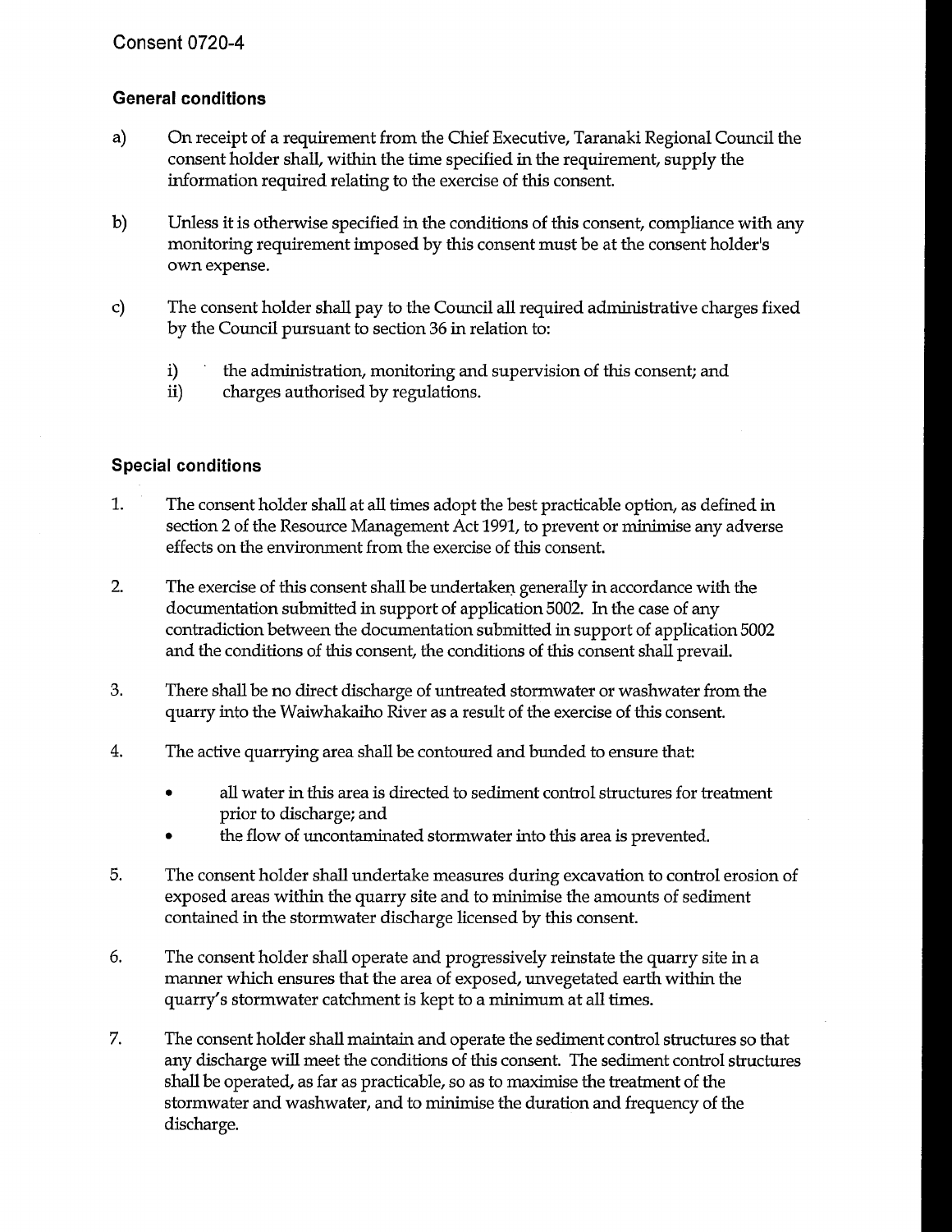Consent 0720-4

### General conditions

a) On receipt of a requirement from the Chief Executive, Taranaki Regional Council the consent holder shall, within the time specified in the requirement, supply the information required relating to the exercise of this consent.

b) Unless it is otherwise specified in the conditions of this consent, compliance with any monitoring requirement imposed by this consent must be at the consent holder's own expense.

c) The consent holder shall pay to the Council all required administrative charges fixed by the Council pursuant to section 36 in relation to:

   i) the administration, monitoring and supervision of this consent; and
   ii) charges authorised by regulations.

### Special conditions

1. The consent holder shall at all times adopt the best practicable option, as defined in section 2 of the Resource Management Act 1991, to prevent or minimise any adverse effects on the environment from the exercise of this consent.

2. The exercise of this consent shall be undertaken generally in accordance with the documentation submitted in support of application 5002. In the case of any contradiction between the documentation submitted in support of application 5002 and the conditions of this consent, the conditions of this consent shall prevail.

3. There shall be no direct discharge of untreated stormwater or washwater from the quarry into the Waiwhakaiho River as a result of the exercise of this consent.

4. The active quarrying area shall be contoured and bunded to ensure that:

   - all water in this area is directed to sediment control structures for treatment prior to discharge; and
   - the flow of uncontaminated stormwater into this area is prevented.

5. The consent holder shall undertake measures during excavation to control erosion of exposed areas within the quarry site and to minimise the amounts of sediment contained in the stormwater discharge licensed by this consent.

6. The consent holder shall operate and progressively reinstate the quarry site in a manner which ensures that the area of exposed, unvegetated earth within the quarry's stormwater catchment is kept to a minimum at all times.

7. The consent holder shall maintain and operate the sediment control structures so that any discharge will meet the conditions of this consent. The sediment control structures shall be operated, as far as practicable, so as to maximise the treatment of the stormwater and washwater, and to minimise the duration and frequency of the discharge.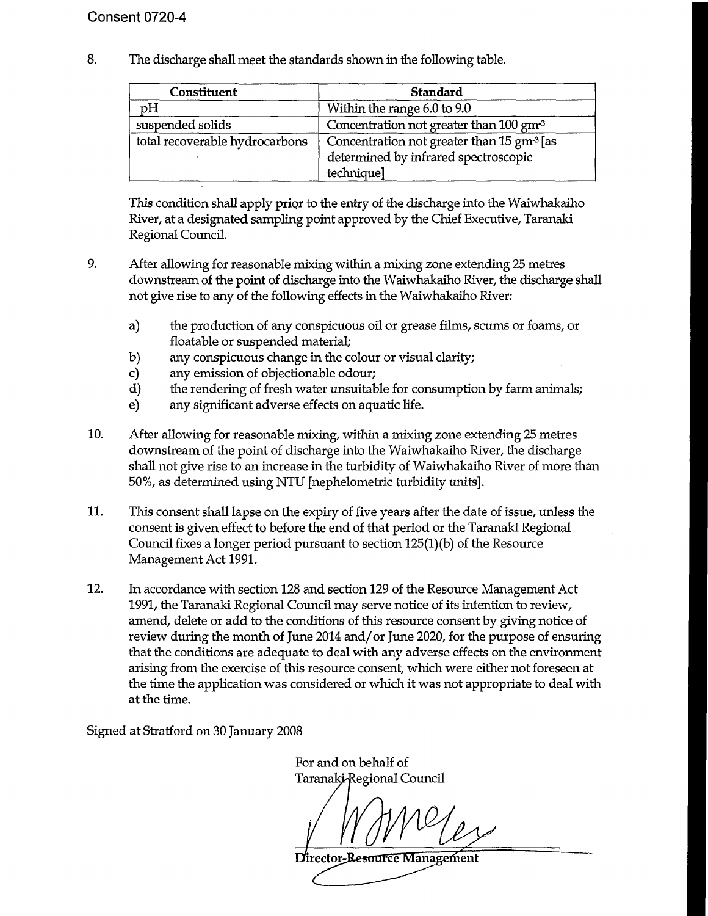Consent 0720-4

8. The discharge shall meet the standards shown in the following table.

| Constituent | Standard |
|---|---|
| pH | Within the range 6.0 to 9.0 |
| suspended solids | Concentration not greater than 100 $gm^{-3}$ |
| total recoverable hydrocarbons | Concentration not greater than 15 $gm^{-3}$ [as determined by infrared spectroscopic technique] |

This condition shall apply prior to the entry of the discharge into the Waiwhakaiho River, at a designated sampling point approved by the Chief Executive, Taranaki Regional Council.

9. After allowing for reasonable mixing within a mixing zone extending 25 metres downstream of the point of discharge into the Waiwhakaiho River, the discharge shall not give rise to any of the following effects in the Waiwhakaiho River:

   a) the production of any conspicuous oil or grease films, scums or foams, or floatable or suspended material;
   b) any conspicuous change in the colour or visual clarity;
   c) any emission of objectionable odour;
   d) the rendering of fresh water unsuitable for consumption by farm animals;
   e) any significant adverse effects on aquatic life.

10. After allowing for reasonable mixing, within a mixing zone extending 25 metres downstream of the point of discharge into the Waiwhakaiho River, the discharge shall not give rise to an increase in the turbidity of Waiwhakaiho River of more than 50%, as determined using NTU [nephelometric turbidity units].

11. This consent shall lapse on the expiry of five years after the date of issue, unless the consent is given effect to before the end of that period or the Taranaki Regional Council fixes a longer period pursuant to section 125(1)(b) of the Resource Management Act 1991.

12. In accordance with section 128 and section 129 of the Resource Management Act 1991, the Taranaki Regional Council may serve notice of its intention to review, amend, delete or add to the conditions of this resource consent by giving notice of review during the month of June 2014 and/or June 2020, for the purpose of ensuring that the conditions are adequate to deal with any adverse effects on the environment arising from the exercise of this resource consent, which were either not foreseen at the time the application was considered or which it was not appropriate to deal with at the time.

Signed at Stratford on 30 January 2008

For and on behalf of
Taranaki Regional Council

Director-Resource Management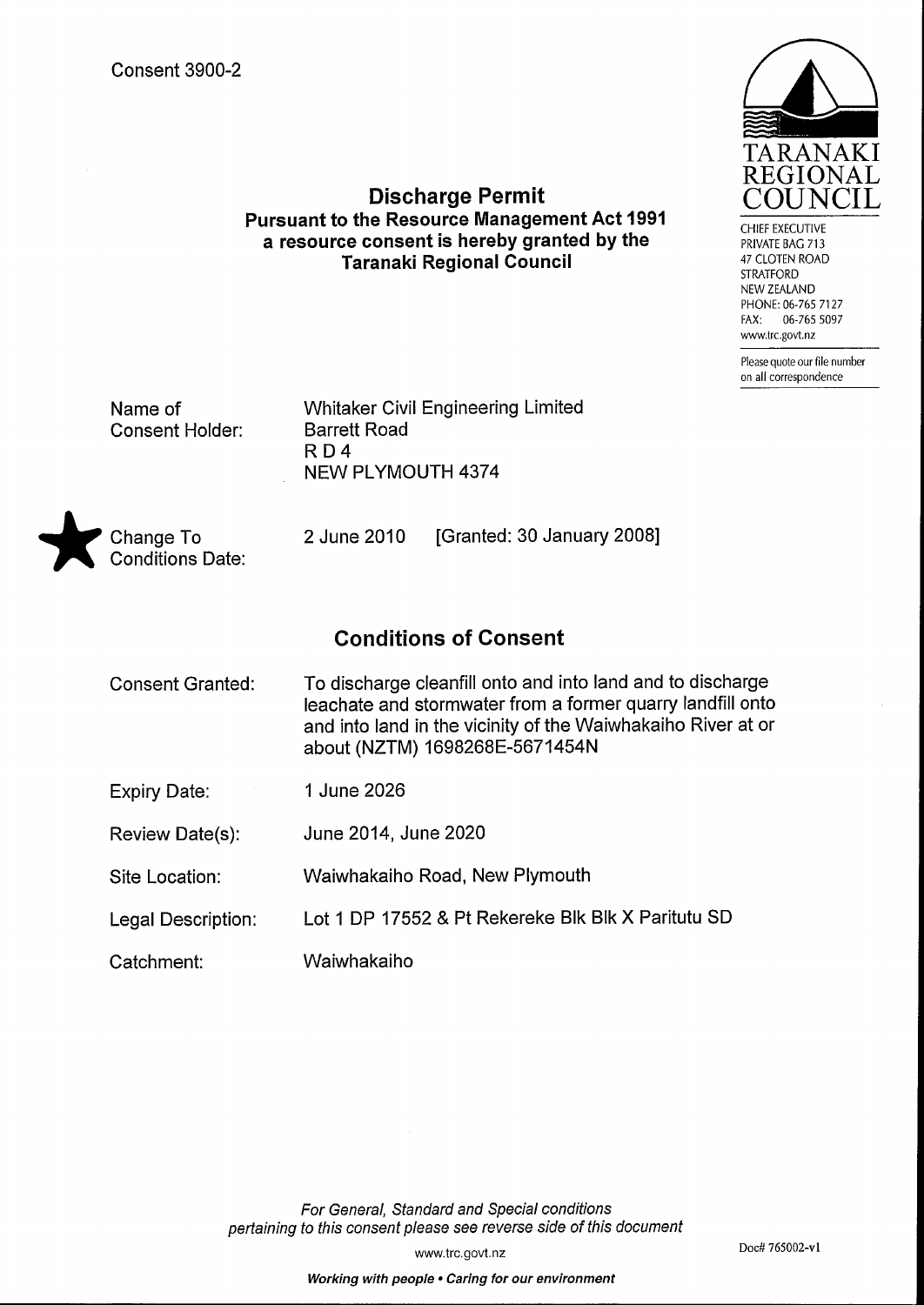Consent 3900-2

TARANAKI REGIONAL COUNCIL

CHIEF EXECUTIVE
PRIVATE BAG 713
47 CLOTEN ROAD
STRATFORD
NEW ZEALAND
PHONE: 06-765 7127
FAX: 06-765 5097
www.trc.govt.nz

Please quote our file number on all correspondence

## Discharge Permit
### Pursuant to the Resource Management Act 1991 a resource consent is hereby granted by the Taranaki Regional Council

| | |
|---|---|
| Name of Consent Holder: | Whitaker Civil Engineering Limited<br>Barrett Road<br>R D 4<br>NEW PLYMOUTH 4374 |
| Change To Conditions Date: | 2 June 2010 [Granted: 30 January 2008] |

## Conditions of Consent

| | |
|---|---|
| Consent Granted: | To discharge cleanfill onto and into land and to discharge leachate and stormwater from a former quarry landfill onto and into land in the vicinity of the Waiwhakaiho River at or about (NZTM) 1698268E-5671454N |
| Expiry Date: | 1 June 2026 |
| Review Date(s): | June 2014, June 2020 |
| Site Location: | Waiwhakaiho Road, New Plymouth |
| Legal Description: | Lot 1 DP 17552 & Pt Rekereke Blk Blk X Paritutu SD |
| Catchment: | Waiwhakaiho |

*For General, Standard and Special conditions pertaining to this consent please see reverse side of this document*

Doc# 765002-v1

***Working with people • Caring for our environment***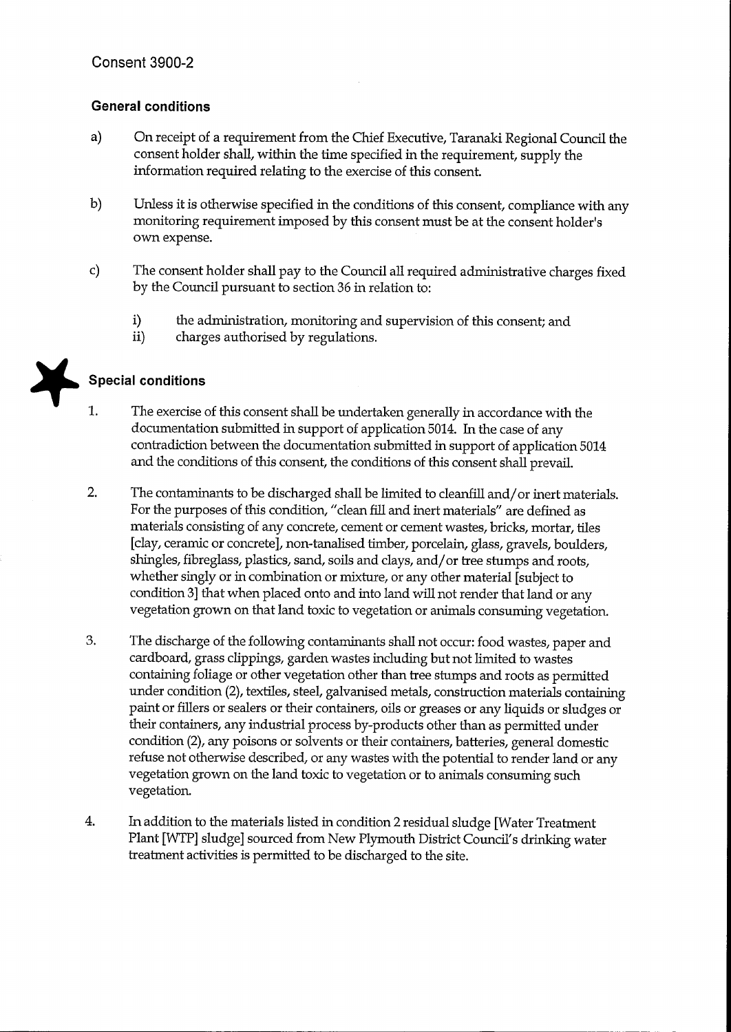Consent 3900-2

## General conditions

a) On receipt of a requirement from the Chief Executive, Taranaki Regional Council the consent holder shall, within the time specified in the requirement, supply the information required relating to the exercise of this consent.

b) Unless it is otherwise specified in the conditions of this consent, compliance with any monitoring requirement imposed by this consent must be at the consent holder's own expense.

c) The consent holder shall pay to the Council all required administrative charges fixed by the Council pursuant to section 36 in relation to:

   i) the administration, monitoring and supervision of this consent; and
   ii) charges authorised by regulations.

## Special conditions

1. The exercise of this consent shall be undertaken generally in accordance with the documentation submitted in support of application 5014. In the case of any contradiction between the documentation submitted in support of application 5014 and the conditions of this consent, the conditions of this consent shall prevail.

2. The contaminants to be discharged shall be limited to cleanfill and/or inert materials. For the purposes of this condition, "clean fill and inert materials" are defined as materials consisting of any concrete, cement or cement wastes, bricks, mortar, tiles [clay, ceramic or concrete], non-tanalised timber, porcelain, glass, gravels, boulders, shingles, fibreglass, plastics, sand, soils and clays, and/or tree stumps and roots, whether singly or in combination or mixture, or any other material [subject to condition 3] that when placed onto and into land will not render that land or any vegetation grown on that land toxic to vegetation or animals consuming vegetation.

3. The discharge of the following contaminants shall not occur: food wastes, paper and cardboard, grass clippings, garden wastes including but not limited to wastes containing foliage or other vegetation other than tree stumps and roots as permitted under condition (2), textiles, steel, galvanised metals, construction materials containing paint or fillers or sealers or their containers, oils or greases or any liquids or sludges or their containers, any industrial process by-products other than as permitted under condition (2), any poisons or solvents or their containers, batteries, general domestic refuse not otherwise described, or any wastes with the potential to render land or any vegetation grown on the land toxic to vegetation or to animals consuming such vegetation.

4. In addition to the materials listed in condition 2 residual sludge [Water Treatment Plant [WTP] sludge] sourced from New Plymouth District Council's drinking water treatment activities is permitted to be discharged to the site.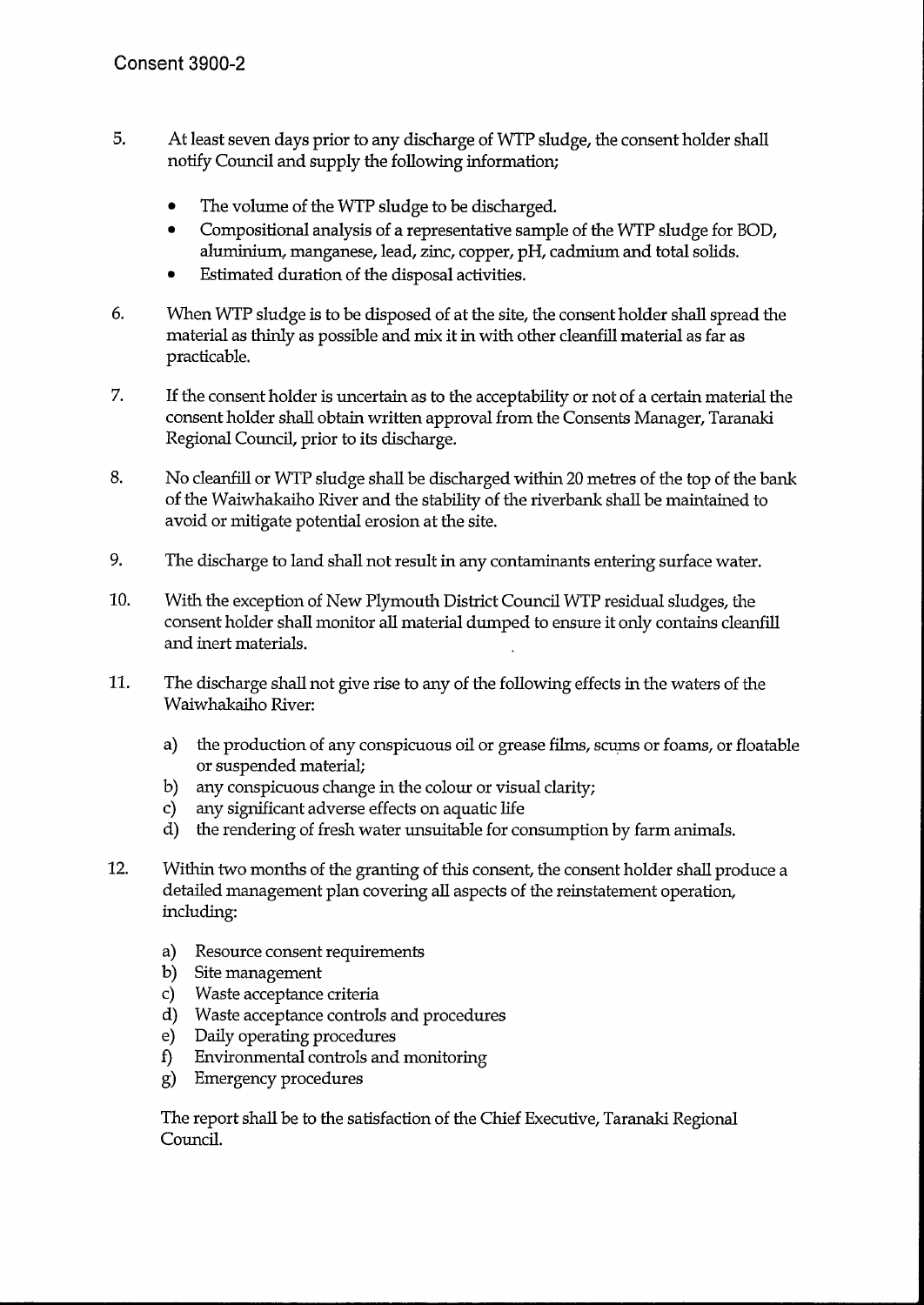Consent 3900-2

5. At least seven days prior to any discharge of WTP sludge, the consent holder shall notify Council and supply the following information;

   - The volume of the WTP sludge to be discharged.
   - Compositional analysis of a representative sample of the WTP sludge for BOD, aluminium, manganese, lead, zinc, copper, pH, cadmium and total solids.
   - Estimated duration of the disposal activities.

6. When WTP sludge is to be disposed of at the site, the consent holder shall spread the material as thinly as possible and mix it in with other cleanfill material as far as practicable.

7. If the consent holder is uncertain as to the acceptability or not of a certain material the consent holder shall obtain written approval from the Consents Manager, Taranaki Regional Council, prior to its discharge.

8. No cleanfill or WTP sludge shall be discharged within 20 metres of the top of the bank of the Waiwhakaiho River and the stability of the riverbank shall be maintained to avoid or mitigate potential erosion at the site.

9. The discharge to land shall not result in any contaminants entering surface water.

10. With the exception of New Plymouth District Council WTP residual sludges, the consent holder shall monitor all material dumped to ensure it only contains cleanfill and inert materials.

11. The discharge shall not give rise to any of the following effects in the waters of the Waiwhakaiho River:

    a) the production of any conspicuous oil or grease films, scums or foams, or floatable or suspended material;
    b) any conspicuous change in the colour or visual clarity;
    c) any significant adverse effects on aquatic life
    d) the rendering of fresh water unsuitable for consumption by farm animals.

12. Within two months of the granting of this consent, the consent holder shall produce a detailed management plan covering all aspects of the reinstatement operation, including:

    a) Resource consent requirements
    b) Site management
    c) Waste acceptance criteria
    d) Waste acceptance controls and procedures
    e) Daily operating procedures
    f) Environmental controls and monitoring
    g) Emergency procedures

    The report shall be to the satisfaction of the Chief Executive, Taranaki Regional Council.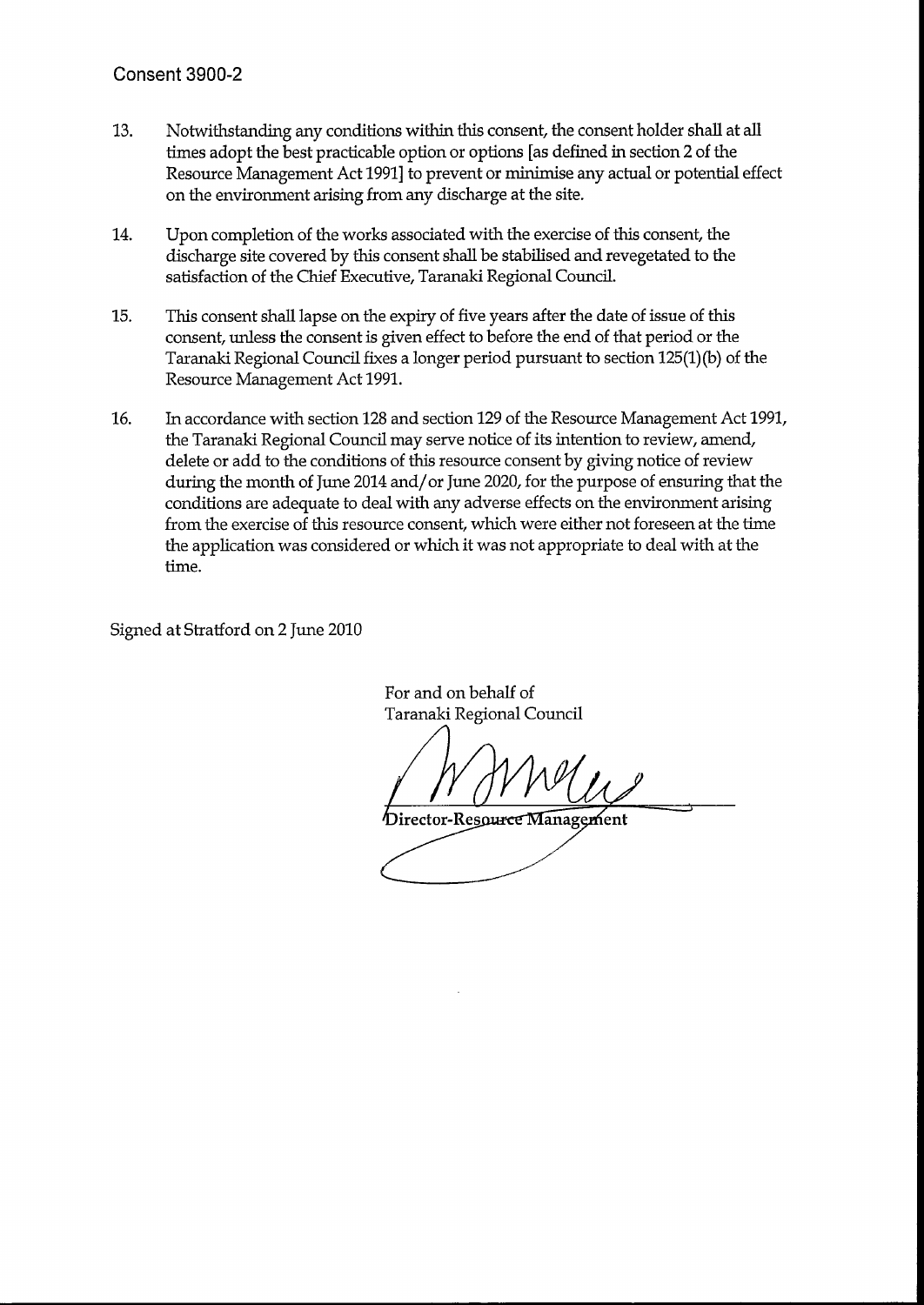Consent 3900-2

13. Notwithstanding any conditions within this consent, the consent holder shall at all times adopt the best practicable option or options [as defined in section 2 of the Resource Management Act 1991] to prevent or minimise any actual or potential effect on the environment arising from any discharge at the site.

14. Upon completion of the works associated with the exercise of this consent, the discharge site covered by this consent shall be stabilised and revegetated to the satisfaction of the Chief Executive, Taranaki Regional Council.

15. This consent shall lapse on the expiry of five years after the date of issue of this consent, unless the consent is given effect to before the end of that period or the Taranaki Regional Council fixes a longer period pursuant to section 125(1)(b) of the Resource Management Act 1991.

16. In accordance with section 128 and section 129 of the Resource Management Act 1991, the Taranaki Regional Council may serve notice of its intention to review, amend, delete or add to the conditions of this resource consent by giving notice of review during the month of June 2014 and/or June 2020, for the purpose of ensuring that the conditions are adequate to deal with any adverse effects on the environment arising from the exercise of this resource consent, which were either not foreseen at the time the application was considered or which it was not appropriate to deal with at the time.

Signed at Stratford on 2 June 2010

For and on behalf of
Taranaki Regional Council

Director-Resource Management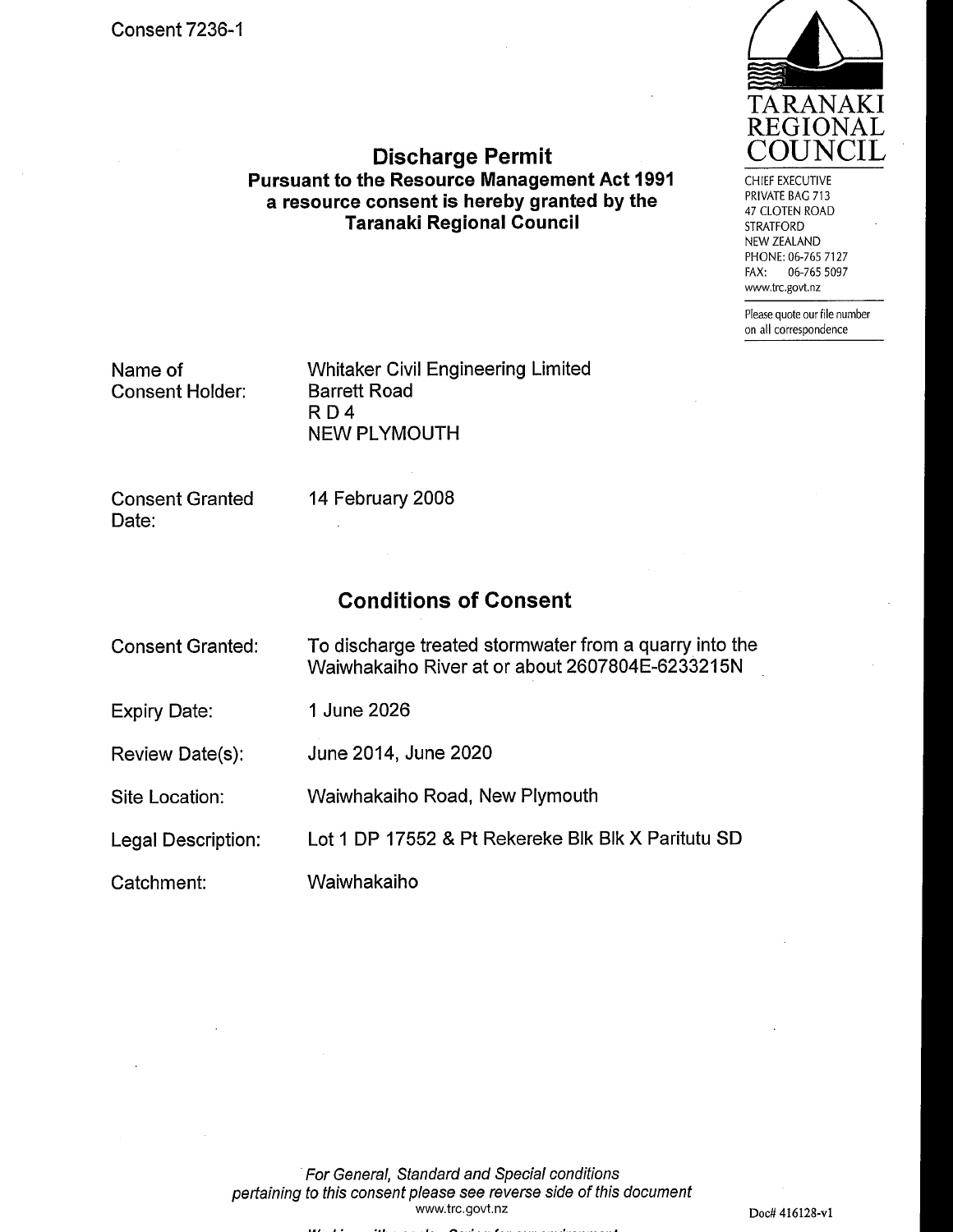Consent 7236-1

TARANAKI REGIONAL COUNCIL

CHIEF EXECUTIVE
PRIVATE BAG 713
47 CLOTEN ROAD
STRATFORD
NEW ZEALAND
PHONE: 06-765 7127
FAX: 06-765 5097
www.trc.govt.nz

Please quote our file number on all correspondence

## Discharge Permit

**Pursuant to the Resource Management Act 1991 a resource consent is hereby granted by the Taranaki Regional Council**

| | |
|---|---|
| Name of Consent Holder: | Whitaker Civil Engineering Limited<br>Barrett Road<br>R D 4<br>NEW PLYMOUTH |
| Consent Granted Date: | 14 February 2008 |

## Conditions of Consent

| | |
|---|---|
| Consent Granted: | To discharge treated stormwater from a quarry into the Waiwhakaiho River at or about 2607804E-6233215N |
| Expiry Date: | 1 June 2026 |
| Review Date(s): | June 2014, June 2020 |
| Site Location: | Waiwhakaiho Road, New Plymouth |
| Legal Description: | Lot 1 DP 17552 & Pt Rekereke Blk Blk X Paritutu SD |
| Catchment: | Waiwhakaiho |

*For General, Standard and Special conditions pertaining to this consent please see reverse side of this document*

www.trc.govt.nz

Doc# 416128-v1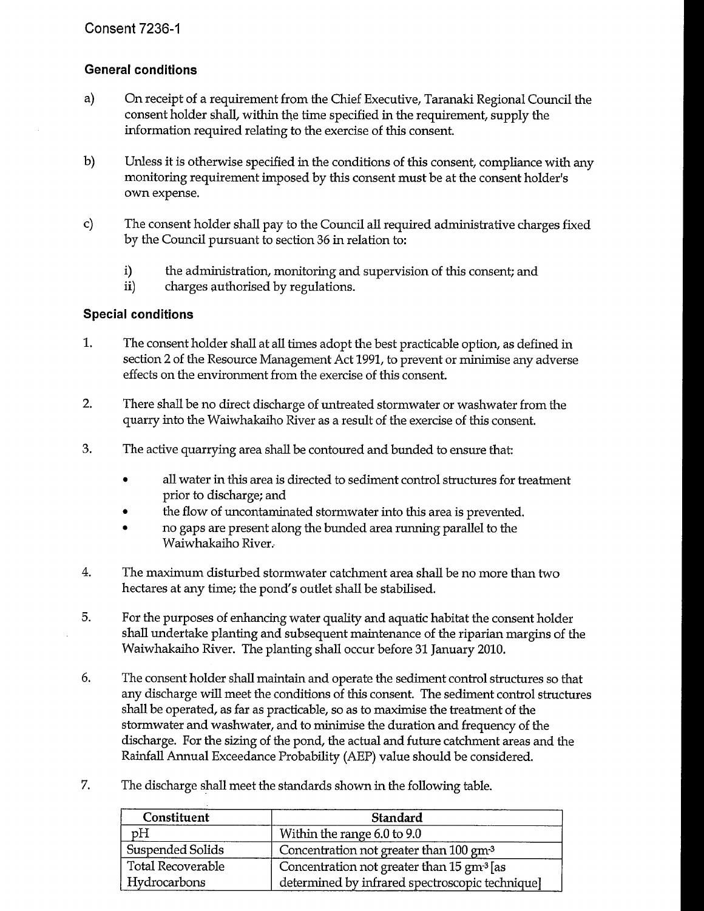Consent 7236-1

## General conditions

a) On receipt of a requirement from the Chief Executive, Taranaki Regional Council the consent holder shall, within the time specified in the requirement, supply the information required relating to the exercise of this consent.

b) Unless it is otherwise specified in the conditions of this consent, compliance with any monitoring requirement imposed by this consent must be at the consent holder's own expense.

c) The consent holder shall pay to the Council all required administrative charges fixed by the Council pursuant to section 36 in relation to:

   i) the administration, monitoring and supervision of this consent; and
   ii) charges authorised by regulations.

## Special conditions

1. The consent holder shall at all times adopt the best practicable option, as defined in section 2 of the Resource Management Act 1991, to prevent or minimise any adverse effects on the environment from the exercise of this consent.

2. There shall be no direct discharge of untreated stormwater or washwater from the quarry into the Waiwhakaiho River as a result of the exercise of this consent.

3. The active quarrying area shall be contoured and bunded to ensure that:

   - all water in this area is directed to sediment control structures for treatment prior to discharge; and
   - the flow of uncontaminated stormwater into this area is prevented.
   - no gaps are present along the bunded area running parallel to the Waiwhakaiho River.

4. The maximum disturbed stormwater catchment area shall be no more than two hectares at any time; the pond's outlet shall be stabilised.

5. For the purposes of enhancing water quality and aquatic habitat the consent holder shall undertake planting and subsequent maintenance of the riparian margins of the Waiwhakaiho River. The planting shall occur before 31 January 2010.

6. The consent holder shall maintain and operate the sediment control structures so that any discharge will meet the conditions of this consent. The sediment control structures shall be operated, as far as practicable, so as to maximise the treatment of the stormwater and washwater, and to minimise the duration and frequency of the discharge. For the sizing of the pond, the actual and future catchment areas and the Rainfall Annual Exceedance Probability (AEP) value should be considered.

7. The discharge shall meet the standards shown in the following table.

| Constituent | Standard |
|---|---|
| pH | Within the range 6.0 to 9.0 |
| Suspended Solids | Concentration not greater than 100 $gm^{-3}$ |
| Total Recoverable Hydrocarbons | Concentration not greater than 15 $gm^{-3}$ [as determined by infrared spectroscopic technique] |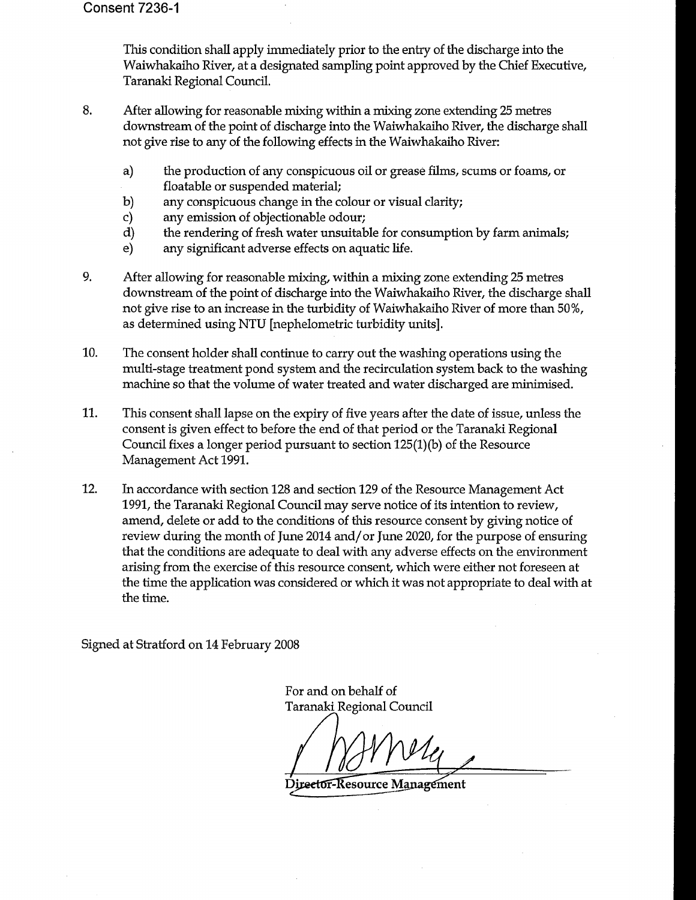This condition shall apply immediately prior to the entry of the discharge into the Waiwhakaiho River, at a designated sampling point approved by the Chief Executive, Taranaki Regional Council.

8. After allowing for reasonable mixing within a mixing zone extending 25 metres downstream of the point of discharge into the Waiwhakaiho River, the discharge shall not give rise to any of the following effects in the Waiwhakaiho River:

   a) the production of any conspicuous oil or grease films, scums or foams, or floatable or suspended material;
   b) any conspicuous change in the colour or visual clarity;
   c) any emission of objectionable odour;
   d) the rendering of fresh water unsuitable for consumption by farm animals;
   e) any significant adverse effects on aquatic life.

9. After allowing for reasonable mixing, within a mixing zone extending 25 metres downstream of the point of discharge into the Waiwhakaiho River, the discharge shall not give rise to an increase in the turbidity of Waiwhakaiho River of more than 50%, as determined using NTU [nephelometric turbidity units].

10. The consent holder shall continue to carry out the washing operations using the multi-stage treatment pond system and the recirculation system back to the washing machine so that the volume of water treated and water discharged are minimised.

11. This consent shall lapse on the expiry of five years after the date of issue, unless the consent is given effect to before the end of that period or the Taranaki Regional Council fixes a longer period pursuant to section 125(1)(b) of the Resource Management Act 1991.

12. In accordance with section 128 and section 129 of the Resource Management Act 1991, the Taranaki Regional Council may serve notice of its intention to review, amend, delete or add to the conditions of this resource consent by giving notice of review during the month of June 2014 and/or June 2020, for the purpose of ensuring that the conditions are adequate to deal with any adverse effects on the environment arising from the exercise of this resource consent, which were either not foreseen at the time the application was considered or which it was not appropriate to deal with at the time.

Signed at Stratford on 14 February 2008

For and on behalf of
Taranaki Regional Council

Director-Resource Management